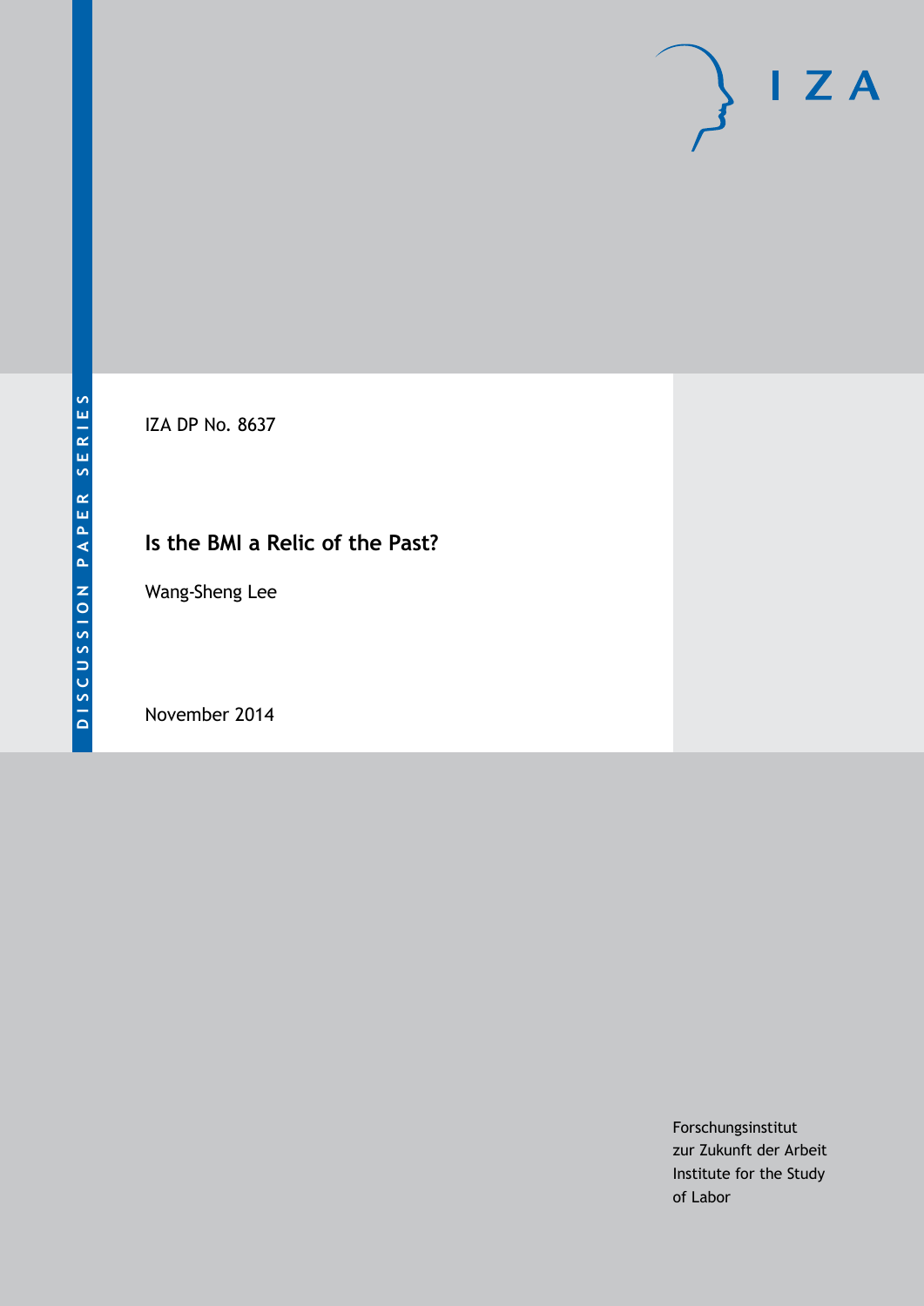DISCUSSION PAPER SERIES

IZA DP No. 8637

# Is the BMI a Relic of the Past?

Wang-Sheng Lee

November 2014

Forschungsinstitut
zur Zukunft der Arbeit
Institute for the Study
of Labor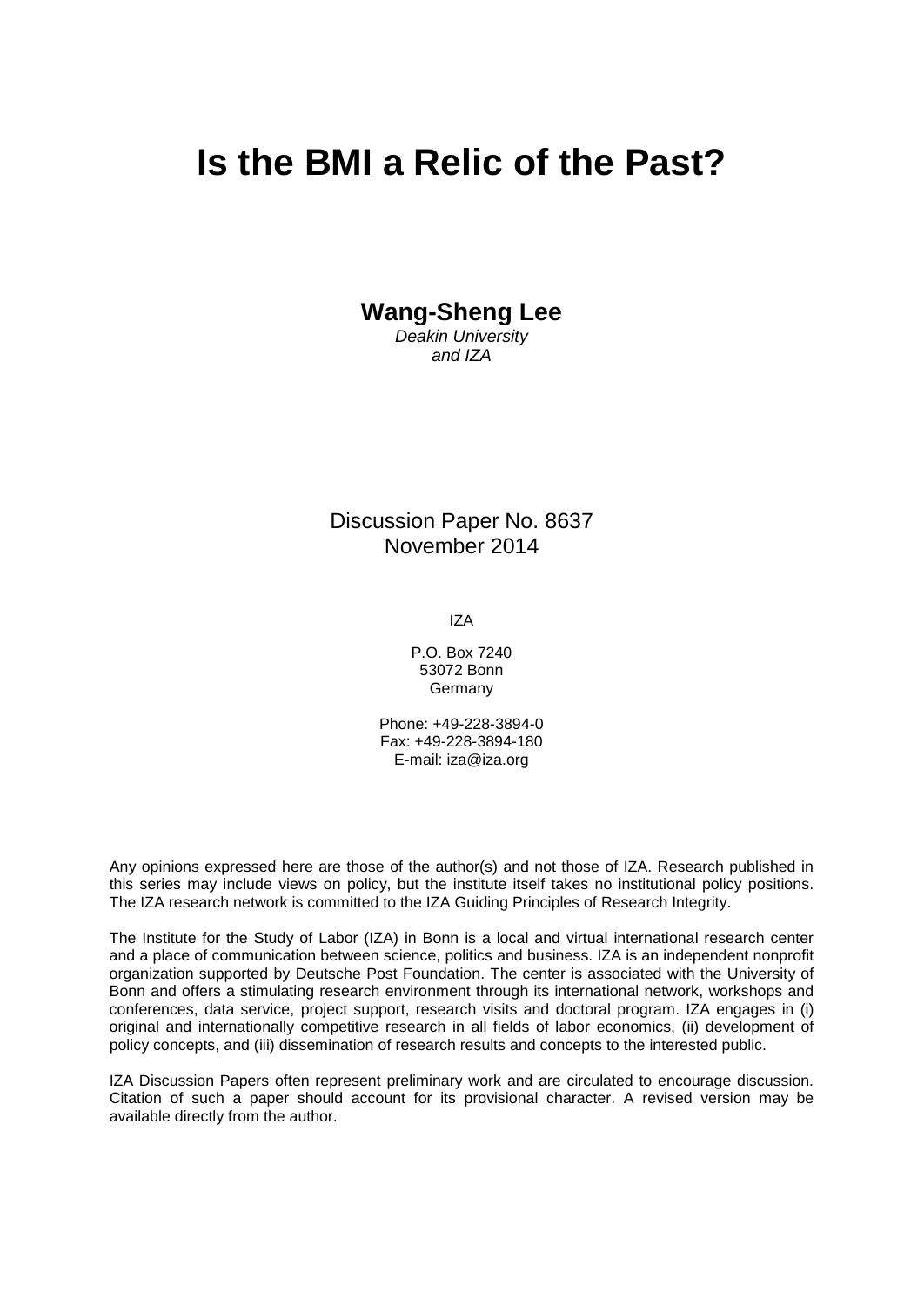# Is the BMI a Relic of the Past?

**Wang-Sheng Lee**
*Deakin University*
*and IZA*

Discussion Paper No. 8637
November 2014

IZA

P.O. Box 7240
53072 Bonn
Germany

Phone: +49-228-3894-0
Fax: +49-228-3894-180
E-mail: iza@iza.org

Any opinions expressed here are those of the author(s) and not those of IZA. Research published in this series may include views on policy, but the institute itself takes no institutional policy positions. The IZA research network is committed to the IZA Guiding Principles of Research Integrity.

The Institute for the Study of Labor (IZA) in Bonn is a local and virtual international research center and a place of communication between science, politics and business. IZA is an independent nonprofit organization supported by Deutsche Post Foundation. The center is associated with the University of Bonn and offers a stimulating research environment through its international network, workshops and conferences, data service, project support, research visits and doctoral program. IZA engages in (i) original and internationally competitive research in all fields of labor economics, (ii) development of policy concepts, and (iii) dissemination of research results and concepts to the interested public.

IZA Discussion Papers often represent preliminary work and are circulated to encourage discussion. Citation of such a paper should account for its provisional character. A revised version may be available directly from the author.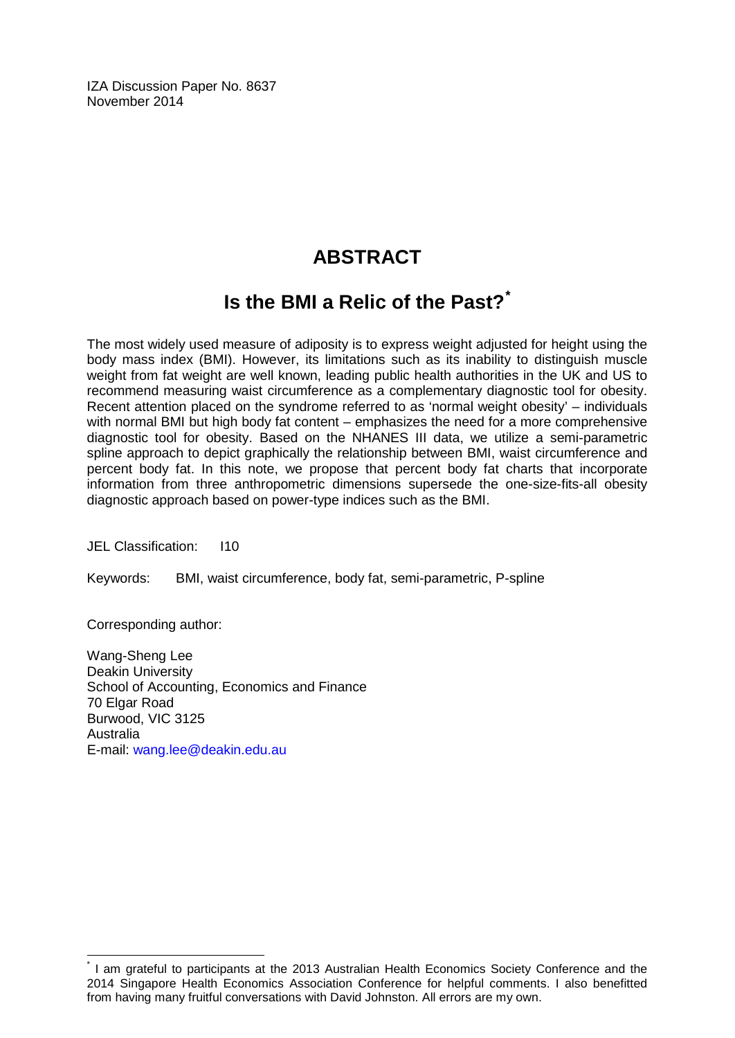IZA Discussion Paper No. 8637
November 2014

# ABSTRACT

## Is the BMI a Relic of the Past?*

The most widely used measure of adiposity is to express weight adjusted for height using the body mass index (BMI). However, its limitations such as its inability to distinguish muscle weight from fat weight are well known, leading public health authorities in the UK and US to recommend measuring waist circumference as a complementary diagnostic tool for obesity. Recent attention placed on the syndrome referred to as 'normal weight obesity' – individuals with normal BMI but high body fat content – emphasizes the need for a more comprehensive diagnostic tool for obesity. Based on the NHANES III data, we utilize a semi-parametric spline approach to depict graphically the relationship between BMI, waist circumference and percent body fat. In this note, we propose that percent body fat charts that incorporate information from three anthropometric dimensions supersede the one-size-fits-all obesity diagnostic approach based on power-type indices such as the BMI.

JEL Classification: I10

Keywords: BMI, waist circumference, body fat, semi-parametric, P-spline

Corresponding author:

Wang-Sheng Lee
Deakin University
School of Accounting, Economics and Finance
70 Elgar Road
Burwood, VIC 3125
Australia
E-mail: wang.lee@deakin.edu.au

---

* I am grateful to participants at the 2013 Australian Health Economics Society Conference and the 2014 Singapore Health Economics Association Conference for helpful comments. I also benefitted from having many fruitful conversations with David Johnston. All errors are my own.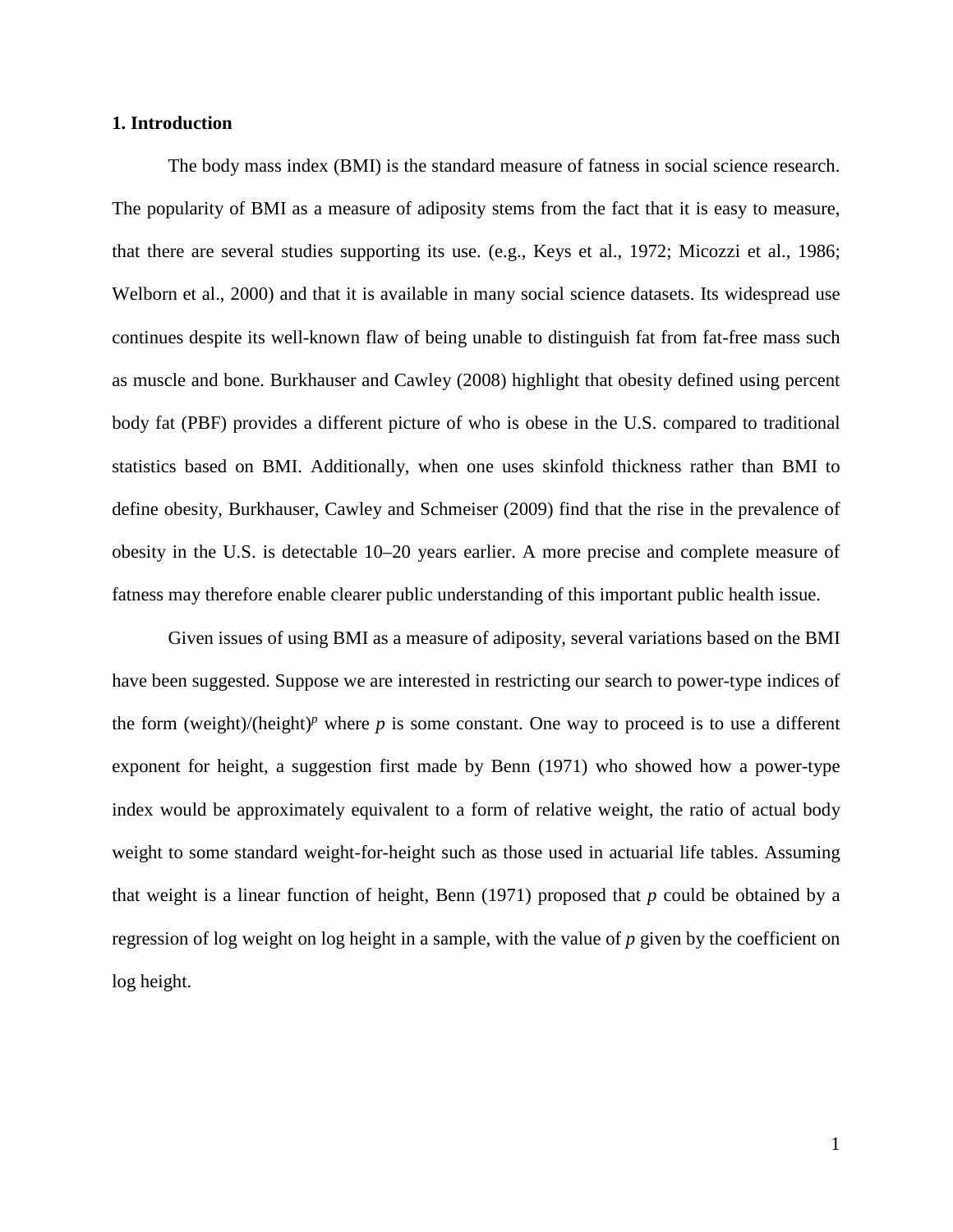## 1. Introduction

The body mass index (BMI) is the standard measure of fatness in social science research. The popularity of BMI as a measure of adiposity stems from the fact that it is easy to measure, that there are several studies supporting its use. (e.g., Keys et al., 1972; Micozzi et al., 1986; Welborn et al., 2000) and that it is available in many social science datasets. Its widespread use continues despite its well-known flaw of being unable to distinguish fat from fat-free mass such as muscle and bone. Burkhauser and Cawley (2008) highlight that obesity defined using percent body fat (PBF) provides a different picture of who is obese in the U.S. compared to traditional statistics based on BMI. Additionally, when one uses skinfold thickness rather than BMI to define obesity, Burkhauser, Cawley and Schmeiser (2009) find that the rise in the prevalence of obesity in the U.S. is detectable 10–20 years earlier. A more precise and complete measure of fatness may therefore enable clearer public understanding of this important public health issue.

Given issues of using BMI as a measure of adiposity, several variations based on the BMI have been suggested. Suppose we are interested in restricting our search to power-type indices of the form (weight)/(height)$^p$ where $p$ is some constant. One way to proceed is to use a different exponent for height, a suggestion first made by Benn (1971) who showed how a power-type index would be approximately equivalent to a form of relative weight, the ratio of actual body weight to some standard weight-for-height such as those used in actuarial life tables. Assuming that weight is a linear function of height, Benn (1971) proposed that $p$ could be obtained by a regression of log weight on log height in a sample, with the value of $p$ given by the coefficient on log height.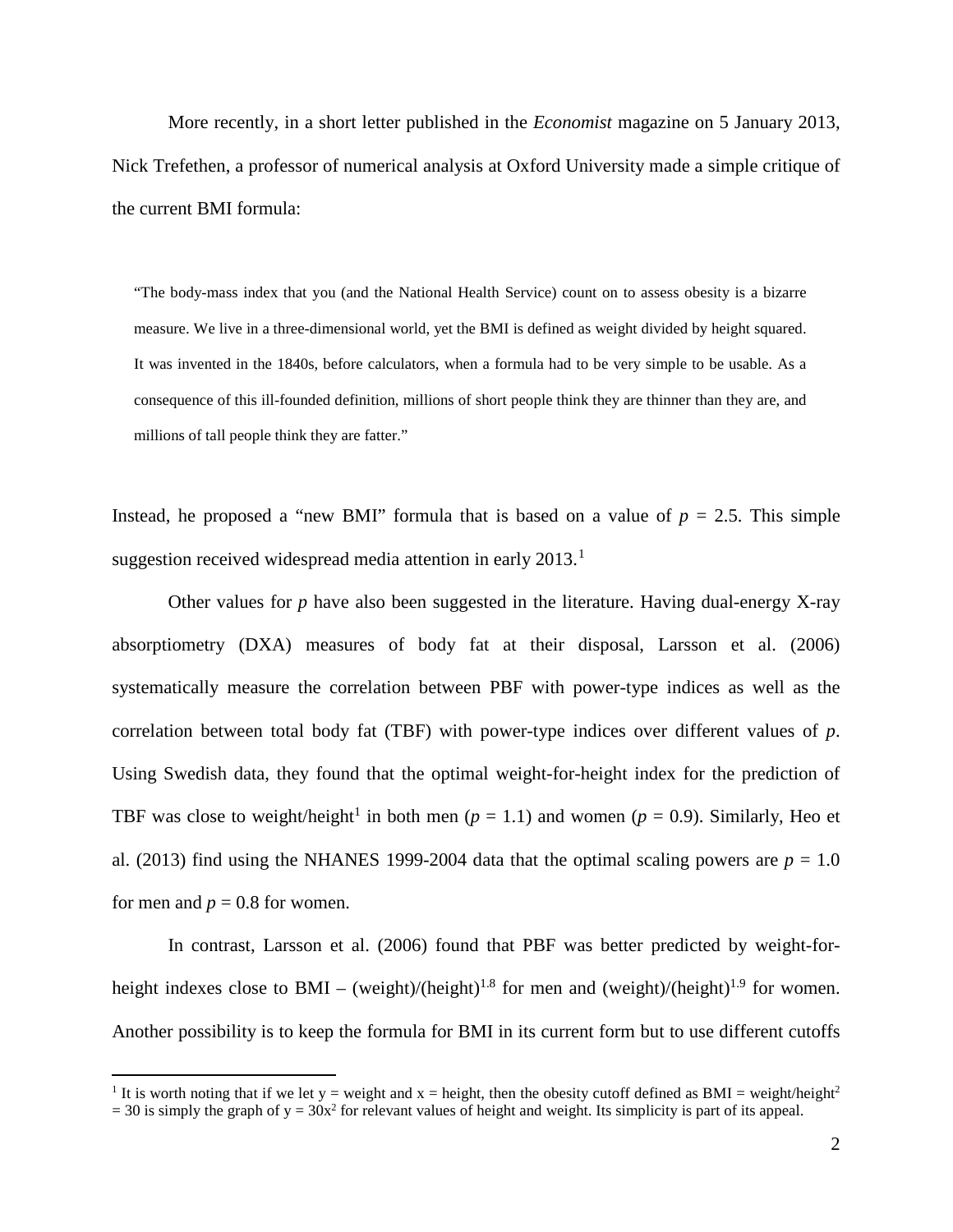More recently, in a short letter published in the *Economist* magazine on 5 January 2013, Nick Trefethen, a professor of numerical analysis at Oxford University made a simple critique of the current BMI formula:

> "The body-mass index that you (and the National Health Service) count on to assess obesity is a bizarre measure. We live in a three-dimensional world, yet the BMI is defined as weight divided by height squared. It was invented in the 1840s, before calculators, when a formula had to be very simple to be usable. As a consequence of this ill-founded definition, millions of short people think they are thinner than they are, and millions of tall people think they are fatter."

Instead, he proposed a "new BMI" formula that is based on a value of $p = 2.5$. This simple suggestion received widespread media attention in early 2013.[1]

Other values for $p$ have also been suggested in the literature. Having dual-energy X-ray absorptiometry (DXA) measures of body fat at their disposal, Larsson et al. (2006) systematically measure the correlation between PBF with power-type indices as well as the correlation between total body fat (TBF) with power-type indices over different values of $p$. Using Swedish data, they found that the optimal weight-for-height index for the prediction of TBF was close to weight/height$^1$ in both men ($p = 1.1$) and women ($p = 0.9$). Similarly, Heo et al. (2013) find using the NHANES 1999-2004 data that the optimal scaling powers are $p = 1.0$ for men and $p = 0.8$ for women.

In contrast, Larsson et al. (2006) found that PBF was better predicted by weight-for-height indexes close to BMI – (weight)/(height)$^{1.8}$ for men and (weight)/(height)$^{1.9}$ for women. Another possibility is to keep the formula for BMI in its current form but to use different cutoffs

[1] It is worth noting that if we let y = weight and x = height, then the obesity cutoff defined as BMI = weight/height$^2$ = 30 is simply the graph of $y = 30x^2$ for relevant values of height and weight. Its simplicity is part of its appeal.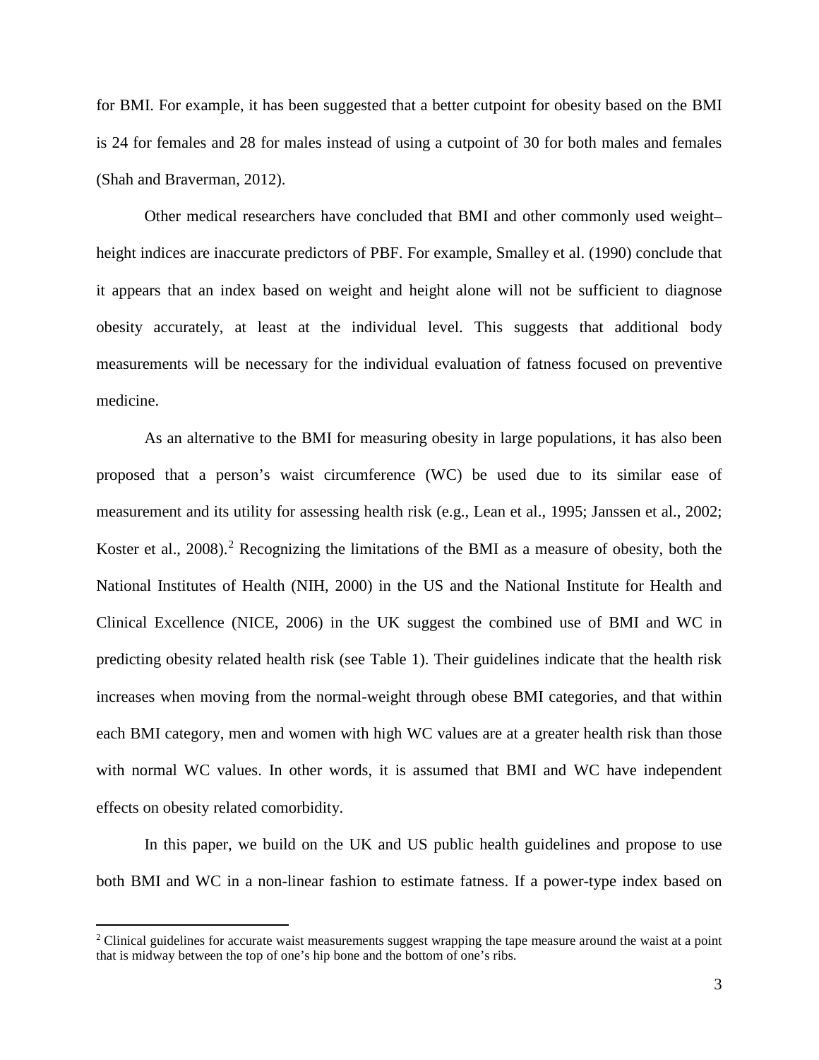for BMI. For example, it has been suggested that a better cutpoint for obesity based on the BMI is 24 for females and 28 for males instead of using a cutpoint of 30 for both males and females (Shah and Braverman, 2012).

Other medical researchers have concluded that BMI and other commonly used weight–height indices are inaccurate predictors of PBF. For example, Smalley et al. (1990) conclude that it appears that an index based on weight and height alone will not be sufficient to diagnose obesity accurately, at least at the individual level. This suggests that additional body measurements will be necessary for the individual evaluation of fatness focused on preventive medicine.

As an alternative to the BMI for measuring obesity in large populations, it has also been proposed that a person's waist circumference (WC) be used due to its similar ease of measurement and its utility for assessing health risk (e.g., Lean et al., 1995; Janssen et al., 2002; Koster et al., 2008).[2] Recognizing the limitations of the BMI as a measure of obesity, both the National Institutes of Health (NIH, 2000) in the US and the National Institute for Health and Clinical Excellence (NICE, 2006) in the UK suggest the combined use of BMI and WC in predicting obesity related health risk (see Table 1). Their guidelines indicate that the health risk increases when moving from the normal-weight through obese BMI categories, and that within each BMI category, men and women with high WC values are at a greater health risk than those with normal WC values. In other words, it is assumed that BMI and WC have independent effects on obesity related comorbidity.

In this paper, we build on the UK and US public health guidelines and propose to use both BMI and WC in a non-linear fashion to estimate fatness. If a power-type index based on

[2] Clinical guidelines for accurate waist measurements suggest wrapping the tape measure around the waist at a point that is midway between the top of one's hip bone and the bottom of one's ribs.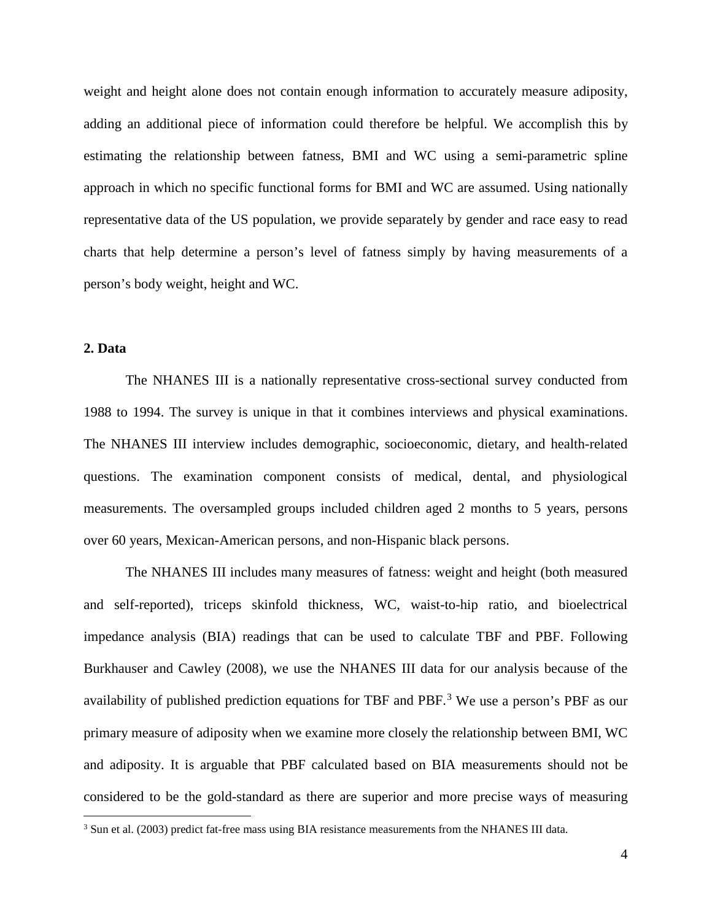weight and height alone does not contain enough information to accurately measure adiposity, adding an additional piece of information could therefore be helpful. We accomplish this by estimating the relationship between fatness, BMI and WC using a semi-parametric spline approach in which no specific functional forms for BMI and WC are assumed. Using nationally representative data of the US population, we provide separately by gender and race easy to read charts that help determine a person's level of fatness simply by having measurements of a person's body weight, height and WC.

## 2. Data

The NHANES III is a nationally representative cross-sectional survey conducted from 1988 to 1994. The survey is unique in that it combines interviews and physical examinations. The NHANES III interview includes demographic, socioeconomic, dietary, and health-related questions. The examination component consists of medical, dental, and physiological measurements. The oversampled groups included children aged 2 months to 5 years, persons over 60 years, Mexican-American persons, and non-Hispanic black persons.

The NHANES III includes many measures of fatness: weight and height (both measured and self-reported), triceps skinfold thickness, WC, waist-to-hip ratio, and bioelectrical impedance analysis (BIA) readings that can be used to calculate TBF and PBF. Following Burkhauser and Cawley (2008), we use the NHANES III data for our analysis because of the availability of published prediction equations for TBF and PBF.[3] We use a person's PBF as our primary measure of adiposity when we examine more closely the relationship between BMI, WC and adiposity. It is arguable that PBF calculated based on BIA measurements should not be considered to be the gold-standard as there are superior and more precise ways of measuring

[3] Sun et al. (2003) predict fat-free mass using BIA resistance measurements from the NHANES III data.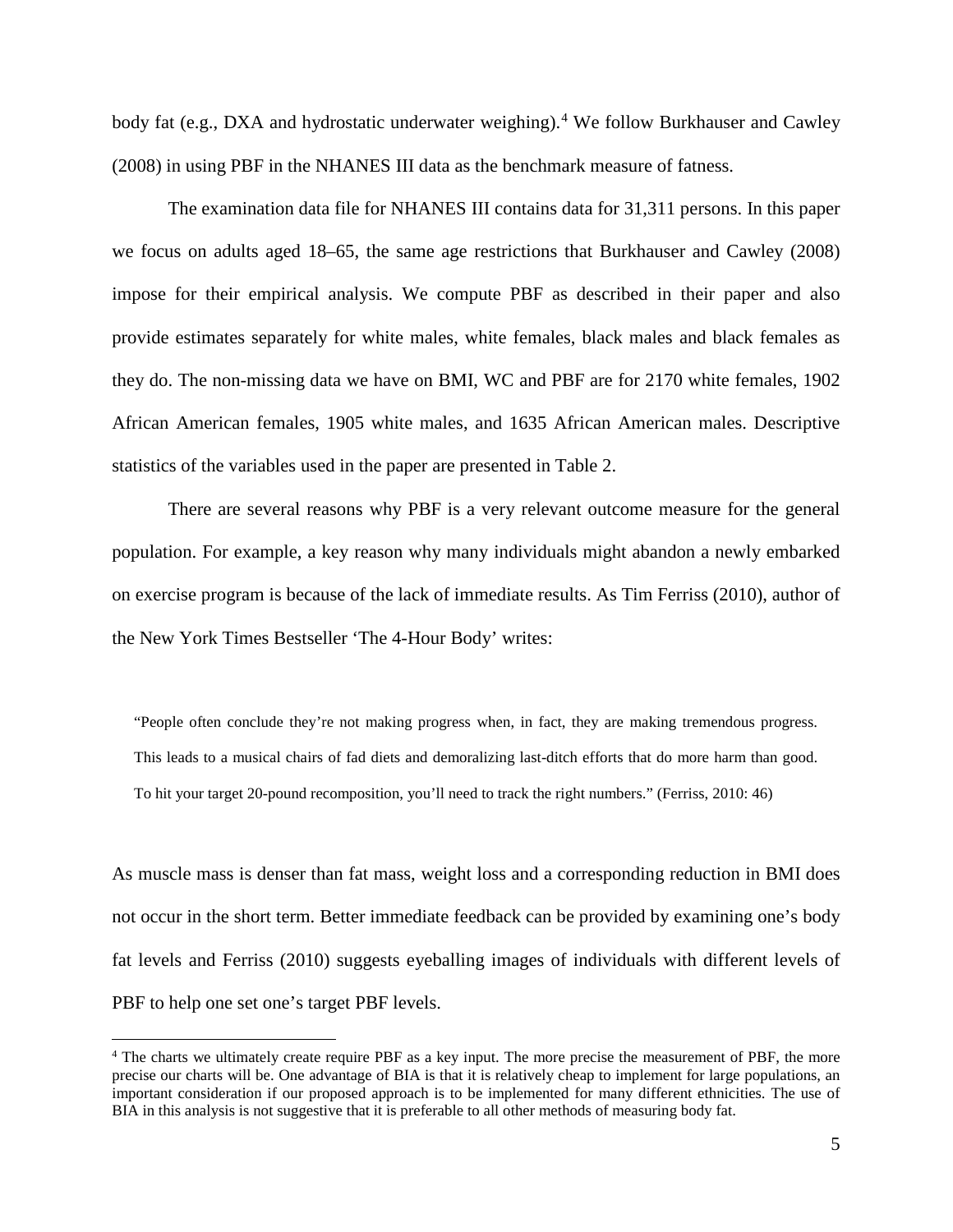body fat (e.g., DXA and hydrostatic underwater weighing).[4] We follow Burkhauser and Cawley (2008) in using PBF in the NHANES III data as the benchmark measure of fatness.

The examination data file for NHANES III contains data for 31,311 persons. In this paper we focus on adults aged 18–65, the same age restrictions that Burkhauser and Cawley (2008) impose for their empirical analysis. We compute PBF as described in their paper and also provide estimates separately for white males, white females, black males and black females as they do. The non-missing data we have on BMI, WC and PBF are for 2170 white females, 1902 African American females, 1905 white males, and 1635 African American males. Descriptive statistics of the variables used in the paper are presented in Table 2.

There are several reasons why PBF is a very relevant outcome measure for the general population. For example, a key reason why many individuals might abandon a newly embarked on exercise program is because of the lack of immediate results. As Tim Ferriss (2010), author of the New York Times Bestseller 'The 4-Hour Body' writes:

> "People often conclude they're not making progress when, in fact, they are making tremendous progress. This leads to a musical chairs of fad diets and demoralizing last-ditch efforts that do more harm than good. To hit your target 20-pound recomposition, you'll need to track the right numbers." (Ferriss, 2010: 46)

As muscle mass is denser than fat mass, weight loss and a corresponding reduction in BMI does not occur in the short term. Better immediate feedback can be provided by examining one's body fat levels and Ferriss (2010) suggests eyeballing images of individuals with different levels of PBF to help one set one's target PBF levels.

[4] The charts we ultimately create require PBF as a key input. The more precise the measurement of PBF, the more precise our charts will be. One advantage of BIA is that it is relatively cheap to implement for large populations, an important consideration if our proposed approach is to be implemented for many different ethnicities. The use of BIA in this analysis is not suggestive that it is preferable to all other methods of measuring body fat.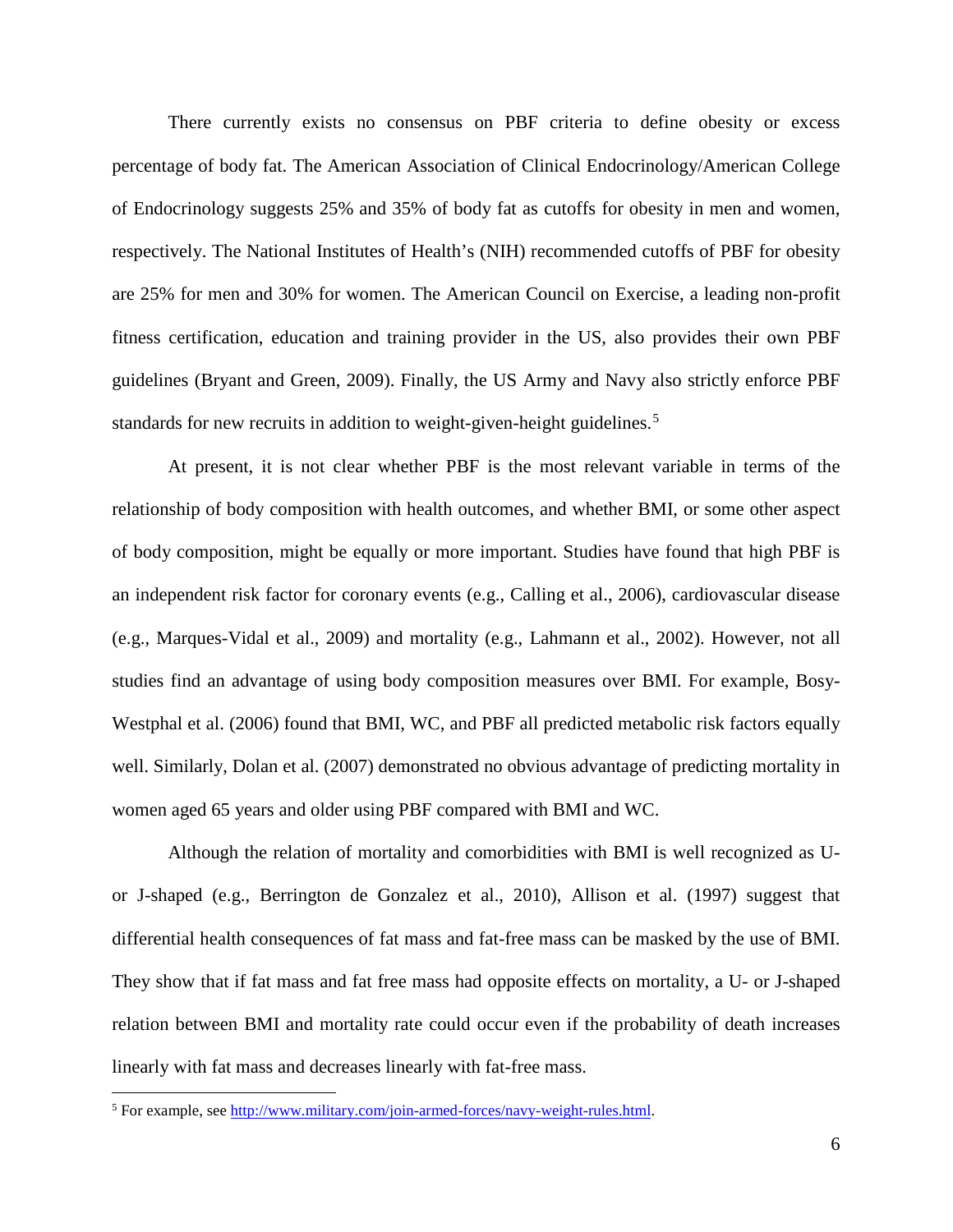There currently exists no consensus on PBF criteria to define obesity or excess percentage of body fat. The American Association of Clinical Endocrinology/American College of Endocrinology suggests 25% and 35% of body fat as cutoffs for obesity in men and women, respectively. The National Institutes of Health's (NIH) recommended cutoffs of PBF for obesity are 25% for men and 30% for women. The American Council on Exercise, a leading non-profit fitness certification, education and training provider in the US, also provides their own PBF guidelines (Bryant and Green, 2009). Finally, the US Army and Navy also strictly enforce PBF standards for new recruits in addition to weight-given-height guidelines.[5]

At present, it is not clear whether PBF is the most relevant variable in terms of the relationship of body composition with health outcomes, and whether BMI, or some other aspect of body composition, might be equally or more important. Studies have found that high PBF is an independent risk factor for coronary events (e.g., Calling et al., 2006), cardiovascular disease (e.g., Marques-Vidal et al., 2009) and mortality (e.g., Lahmann et al., 2002). However, not all studies find an advantage of using body composition measures over BMI. For example, Bosy-Westphal et al. (2006) found that BMI, WC, and PBF all predicted metabolic risk factors equally well. Similarly, Dolan et al. (2007) demonstrated no obvious advantage of predicting mortality in women aged 65 years and older using PBF compared with BMI and WC.

Although the relation of mortality and comorbidities with BMI is well recognized as U- or J-shaped (e.g., Berrington de Gonzalez et al., 2010), Allison et al. (1997) suggest that differential health consequences of fat mass and fat-free mass can be masked by the use of BMI. They show that if fat mass and fat free mass had opposite effects on mortality, a U- or J-shaped relation between BMI and mortality rate could occur even if the probability of death increases linearly with fat mass and decreases linearly with fat-free mass.

[5] For example, see http://www.military.com/join-armed-forces/navy-weight-rules.html.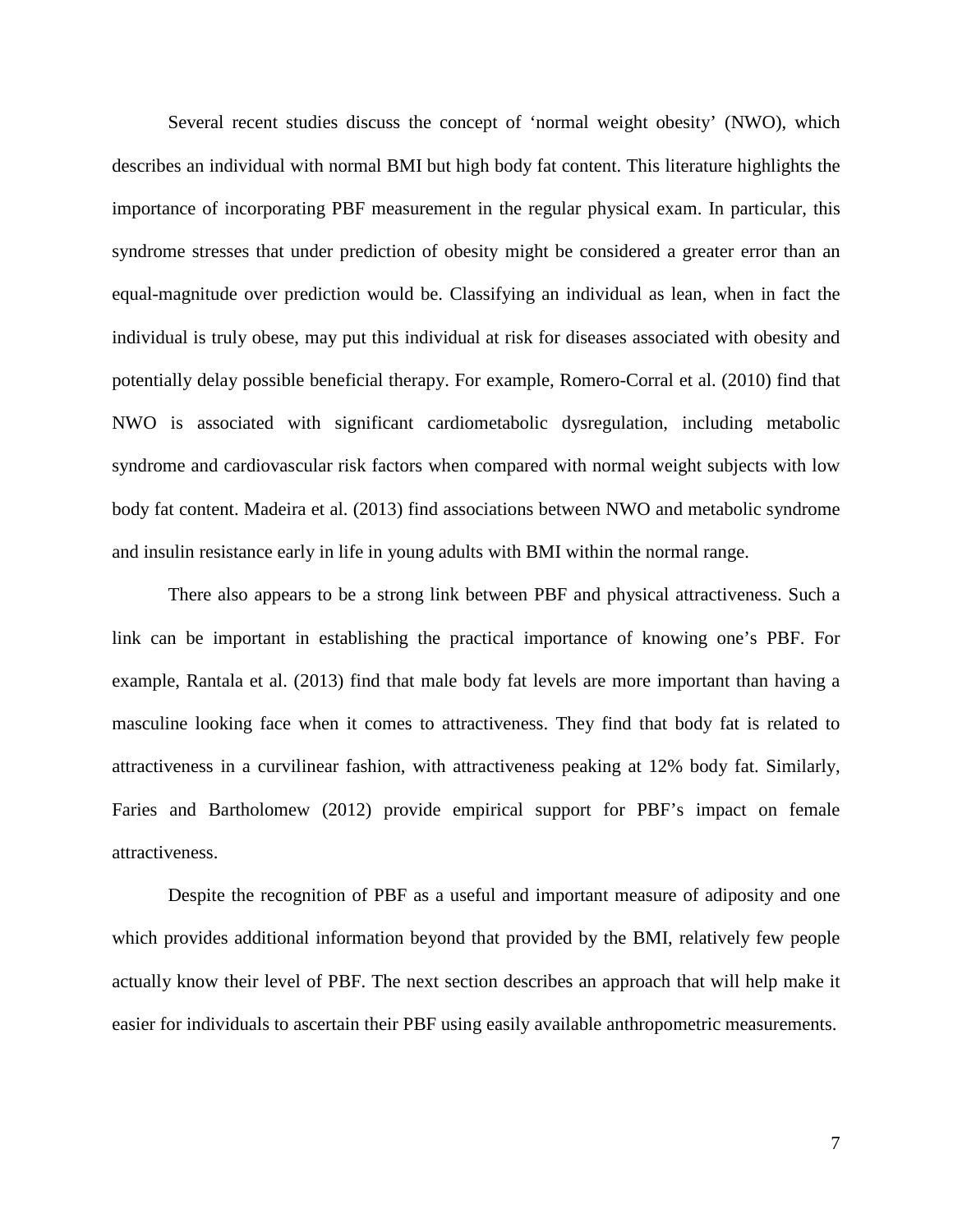Several recent studies discuss the concept of ‘normal weight obesity’ (NWO), which describes an individual with normal BMI but high body fat content. This literature highlights the importance of incorporating PBF measurement in the regular physical exam. In particular, this syndrome stresses that under prediction of obesity might be considered a greater error than an equal-magnitude over prediction would be. Classifying an individual as lean, when in fact the individual is truly obese, may put this individual at risk for diseases associated with obesity and potentially delay possible beneficial therapy. For example, Romero-Corral et al. (2010) find that NWO is associated with significant cardiometabolic dysregulation, including metabolic syndrome and cardiovascular risk factors when compared with normal weight subjects with low body fat content. Madeira et al. (2013) find associations between NWO and metabolic syndrome and insulin resistance early in life in young adults with BMI within the normal range.

There also appears to be a strong link between PBF and physical attractiveness. Such a link can be important in establishing the practical importance of knowing one’s PBF. For example, Rantala et al. (2013) find that male body fat levels are more important than having a masculine looking face when it comes to attractiveness. They find that body fat is related to attractiveness in a curvilinear fashion, with attractiveness peaking at 12% body fat. Similarly, Faries and Bartholomew (2012) provide empirical support for PBF’s impact on female attractiveness.

Despite the recognition of PBF as a useful and important measure of adiposity and one which provides additional information beyond that provided by the BMI, relatively few people actually know their level of PBF. The next section describes an approach that will help make it easier for individuals to ascertain their PBF using easily available anthropometric measurements.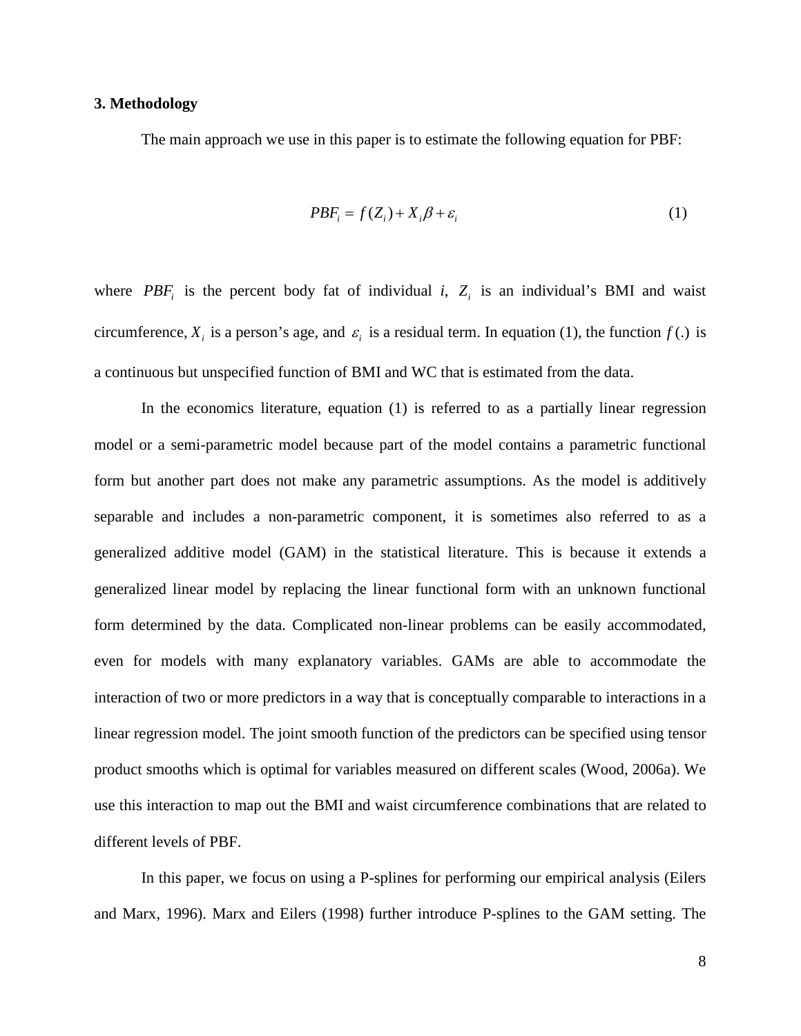### 3. Methodology

The main approach we use in this paper is to estimate the following equation for PBF:

$$PBF_i = f(Z_i) + X_i\beta + \varepsilon_i \tag{1}$$

where $PBF_i$ is the percent body fat of individual *i*, $Z_i$ is an individual's BMI and waist circumference, $X_i$ is a person's age, and $\varepsilon_i$ is a residual term. In equation (1), the function $f(.)$ is a continuous but unspecified function of BMI and WC that is estimated from the data.

In the economics literature, equation (1) is referred to as a partially linear regression model or a semi-parametric model because part of the model contains a parametric functional form but another part does not make any parametric assumptions. As the model is additively separable and includes a non-parametric component, it is sometimes also referred to as a generalized additive model (GAM) in the statistical literature. This is because it extends a generalized linear model by replacing the linear functional form with an unknown functional form determined by the data. Complicated non-linear problems can be easily accommodated, even for models with many explanatory variables. GAMs are able to accommodate the interaction of two or more predictors in a way that is conceptually comparable to interactions in a linear regression model. The joint smooth function of the predictors can be specified using tensor product smooths which is optimal for variables measured on different scales (Wood, 2006a). We use this interaction to map out the BMI and waist circumference combinations that are related to different levels of PBF.

In this paper, we focus on using a P-splines for performing our empirical analysis (Eilers and Marx, 1996). Marx and Eilers (1998) further introduce P-splines to the GAM setting. The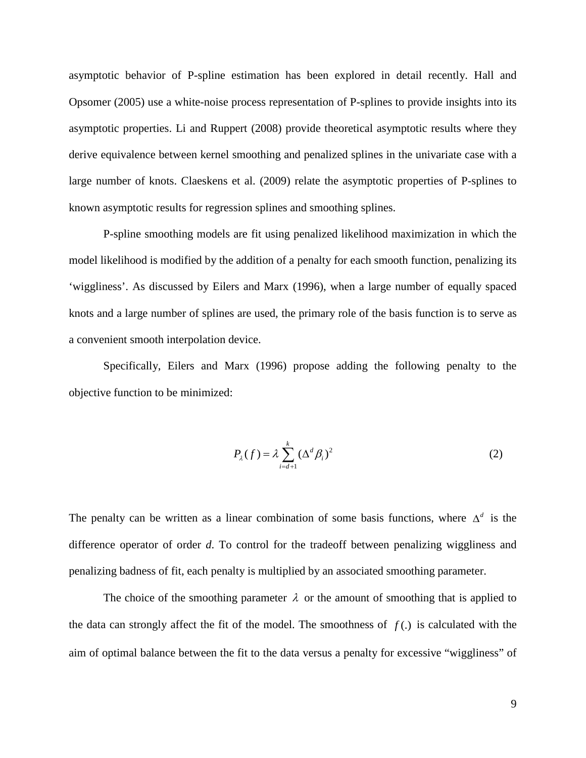asymptotic behavior of P-spline estimation has been explored in detail recently. Hall and Opsomer (2005) use a white-noise process representation of P-splines to provide insights into its asymptotic properties. Li and Ruppert (2008) provide theoretical asymptotic results where they derive equivalence between kernel smoothing and penalized splines in the univariate case with a large number of knots. Claeskens et al. (2009) relate the asymptotic properties of P-splines to known asymptotic results for regression splines and smoothing splines.

P-spline smoothing models are fit using penalized likelihood maximization in which the model likelihood is modified by the addition of a penalty for each smooth function, penalizing its ‘wiggliness’. As discussed by Eilers and Marx (1996), when a large number of equally spaced knots and a large number of splines are used, the primary role of the basis function is to serve as a convenient smooth interpolation device.

Specifically, Eilers and Marx (1996) propose adding the following penalty to the objective function to be minimized:

$$P_{\lambda}(f) = \lambda \sum_{i=d+1}^{k} (\Delta^{d} \beta_{i})^{2} \tag{2}$$

The penalty can be written as a linear combination of some basis functions, where $\Delta^{d}$ is the difference operator of order *d*. To control for the tradeoff between penalizing wiggliness and penalizing badness of fit, each penalty is multiplied by an associated smoothing parameter.

The choice of the smoothing parameter $\lambda$ or the amount of smoothing that is applied to the data can strongly affect the fit of the model. The smoothness of $f(.)$ is calculated with the aim of optimal balance between the fit to the data versus a penalty for excessive “wiggliness” of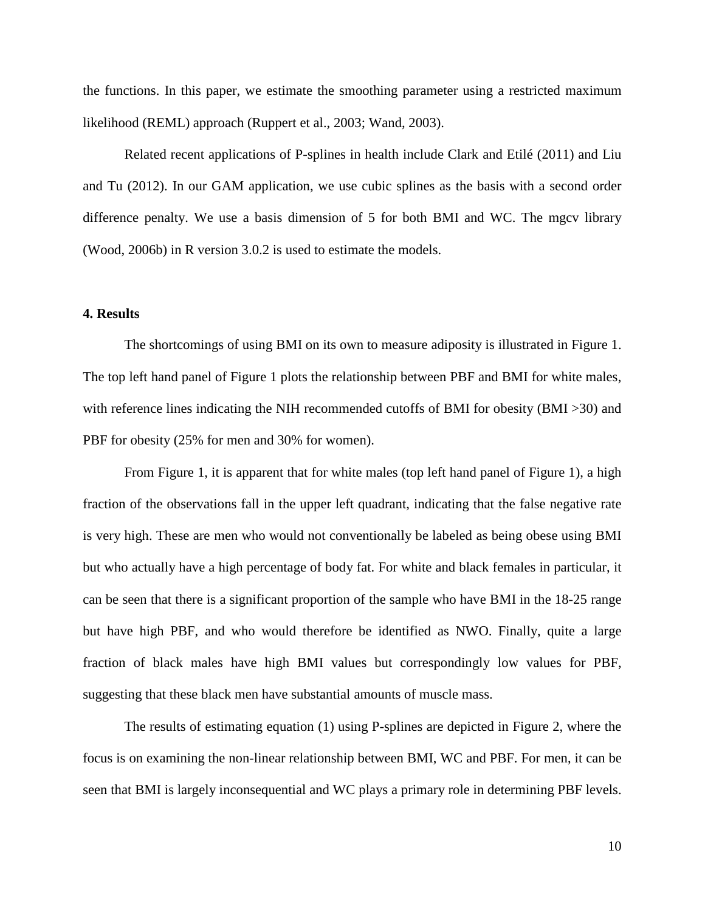the functions. In this paper, we estimate the smoothing parameter using a restricted maximum likelihood (REML) approach (Ruppert et al., 2003; Wand, 2003).

Related recent applications of P-splines in health include Clark and Etilé (2011) and Liu and Tu (2012). In our GAM application, we use cubic splines as the basis with a second order difference penalty. We use a basis dimension of 5 for both BMI and WC. The mgcv library (Wood, 2006b) in R version 3.0.2 is used to estimate the models.

## 4. Results

The shortcomings of using BMI on its own to measure adiposity is illustrated in Figure 1. The top left hand panel of Figure 1 plots the relationship between PBF and BMI for white males, with reference lines indicating the NIH recommended cutoffs of BMI for obesity (BMI >30) and PBF for obesity (25% for men and 30% for women).

From Figure 1, it is apparent that for white males (top left hand panel of Figure 1), a high fraction of the observations fall in the upper left quadrant, indicating that the false negative rate is very high. These are men who would not conventionally be labeled as being obese using BMI but who actually have a high percentage of body fat. For white and black females in particular, it can be seen that there is a significant proportion of the sample who have BMI in the 18-25 range but have high PBF, and who would therefore be identified as NWO. Finally, quite a large fraction of black males have high BMI values but correspondingly low values for PBF, suggesting that these black men have substantial amounts of muscle mass.

The results of estimating equation (1) using P-splines are depicted in Figure 2, where the focus is on examining the non-linear relationship between BMI, WC and PBF. For men, it can be seen that BMI is largely inconsequential and WC plays a primary role in determining PBF levels.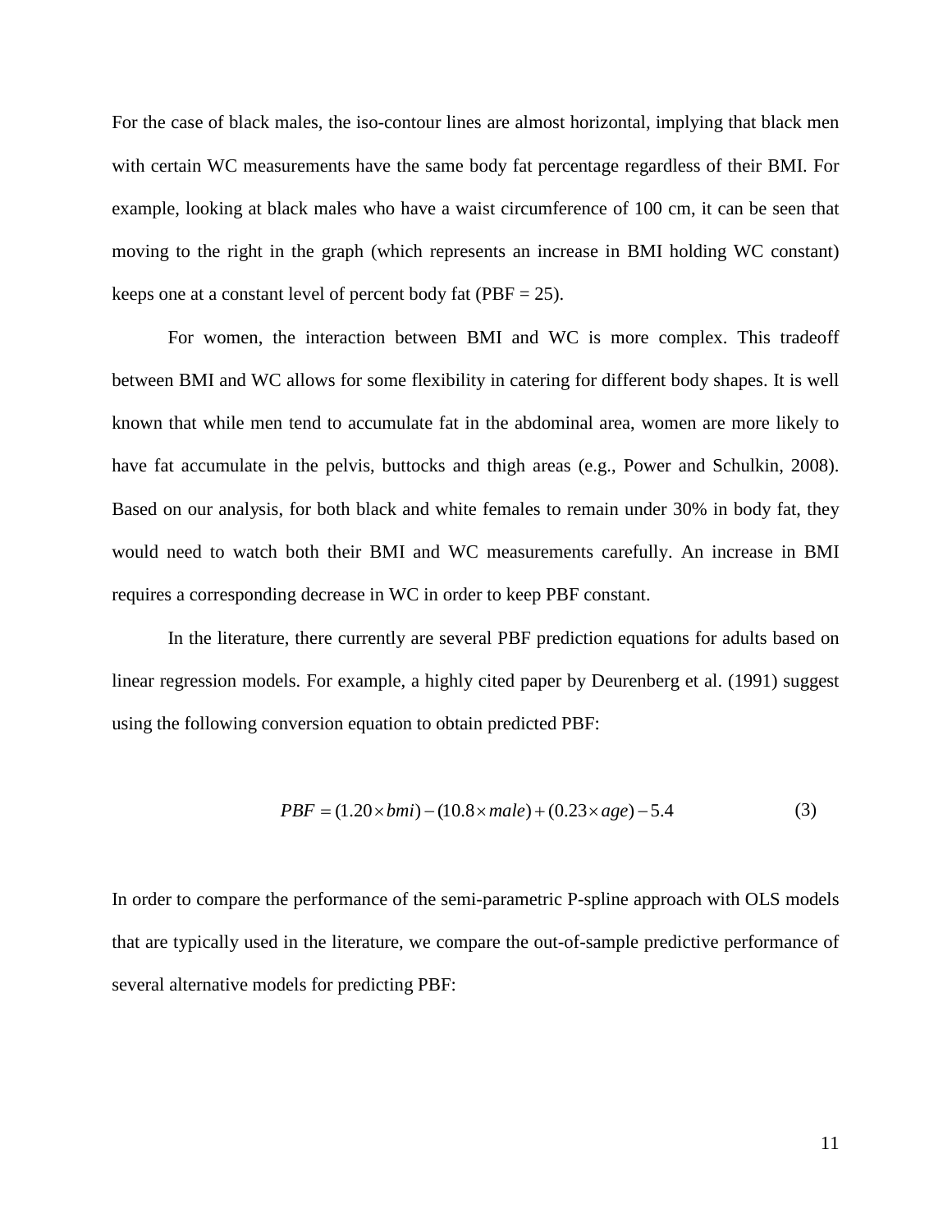For the case of black males, the iso-contour lines are almost horizontal, implying that black men with certain WC measurements have the same body fat percentage regardless of their BMI. For example, looking at black males who have a waist circumference of 100 cm, it can be seen that moving to the right in the graph (which represents an increase in BMI holding WC constant) keeps one at a constant level of percent body fat (PBF = 25).

For women, the interaction between BMI and WC is more complex. This tradeoff between BMI and WC allows for some flexibility in catering for different body shapes. It is well known that while men tend to accumulate fat in the abdominal area, women are more likely to have fat accumulate in the pelvis, buttocks and thigh areas (e.g., Power and Schulkin, 2008). Based on our analysis, for both black and white females to remain under 30% in body fat, they would need to watch both their BMI and WC measurements carefully. An increase in BMI requires a corresponding decrease in WC in order to keep PBF constant.

In the literature, there currently are several PBF prediction equations for adults based on linear regression models. For example, a highly cited paper by Deurenberg et al. (1991) suggest using the following conversion equation to obtain predicted PBF:

$$PBF = (1.20 \times bmi) - (10.8 \times male) + (0.23 \times age) - 5.4 \tag{3}$$

In order to compare the performance of the semi-parametric P-spline approach with OLS models that are typically used in the literature, we compare the out-of-sample predictive performance of several alternative models for predicting PBF: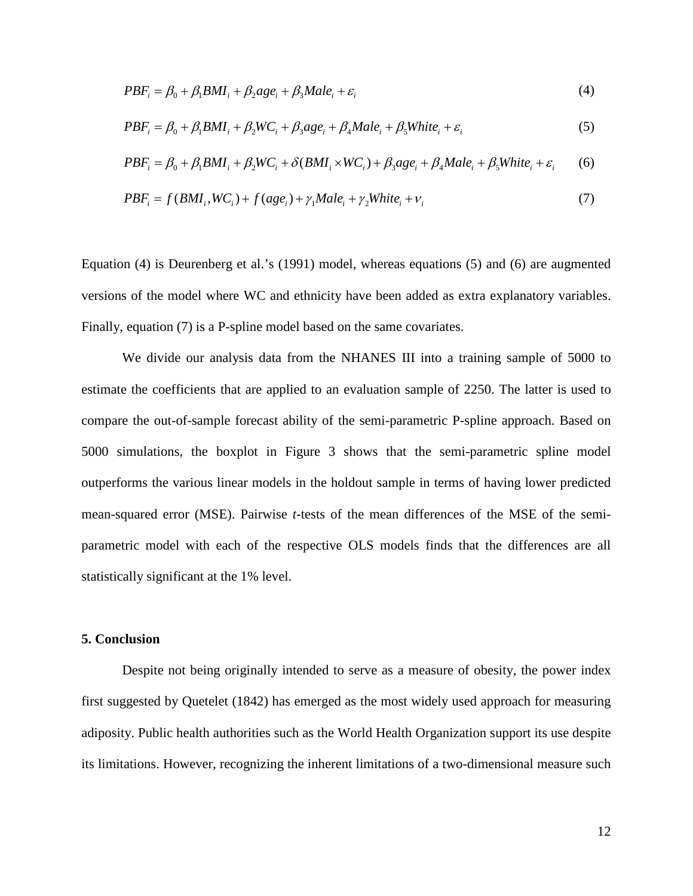$$PBF_i = \beta_0 + \beta_1 BMI_i + \beta_2 age_i + \beta_3 Male_i + \varepsilon_i \tag{4}$$

$$PBF_i = \beta_0 + \beta_1 BMI_i + \beta_2 WC_i + \beta_3 age_i + \beta_4 Male_i + \beta_5 White_i + \varepsilon_i \tag{5}$$

$$PBF_i = \beta_0 + \beta_1 BMI_i + \beta_2 WC_i + \delta(BMI_i \times WC_i) + \beta_3 age_i + \beta_4 Male_i + \beta_5 White_i + \varepsilon_i \tag{6}$$

$$PBF_i = f(BMI_i, WC_i) + f(age_i) + \gamma_1 Male_i + \gamma_2 White_i + \nu_i \tag{7}$$

Equation (4) is Deurenberg et al.'s (1991) model, whereas equations (5) and (6) are augmented versions of the model where WC and ethnicity have been added as extra explanatory variables. Finally, equation (7) is a P-spline model based on the same covariates.

We divide our analysis data from the NHANES III into a training sample of 5000 to estimate the coefficients that are applied to an evaluation sample of 2250. The latter is used to compare the out-of-sample forecast ability of the semi-parametric P-spline approach. Based on 5000 simulations, the boxplot in Figure 3 shows that the semi-parametric spline model outperforms the various linear models in the holdout sample in terms of having lower predicted mean-squared error (MSE). Pairwise *t*-tests of the mean differences of the MSE of the semi-parametric model with each of the respective OLS models finds that the differences are all statistically significant at the 1% level.

## 5. Conclusion

Despite not being originally intended to serve as a measure of obesity, the power index first suggested by Quetelet (1842) has emerged as the most widely used approach for measuring adiposity. Public health authorities such as the World Health Organization support its use despite its limitations. However, recognizing the inherent limitations of a two-dimensional measure such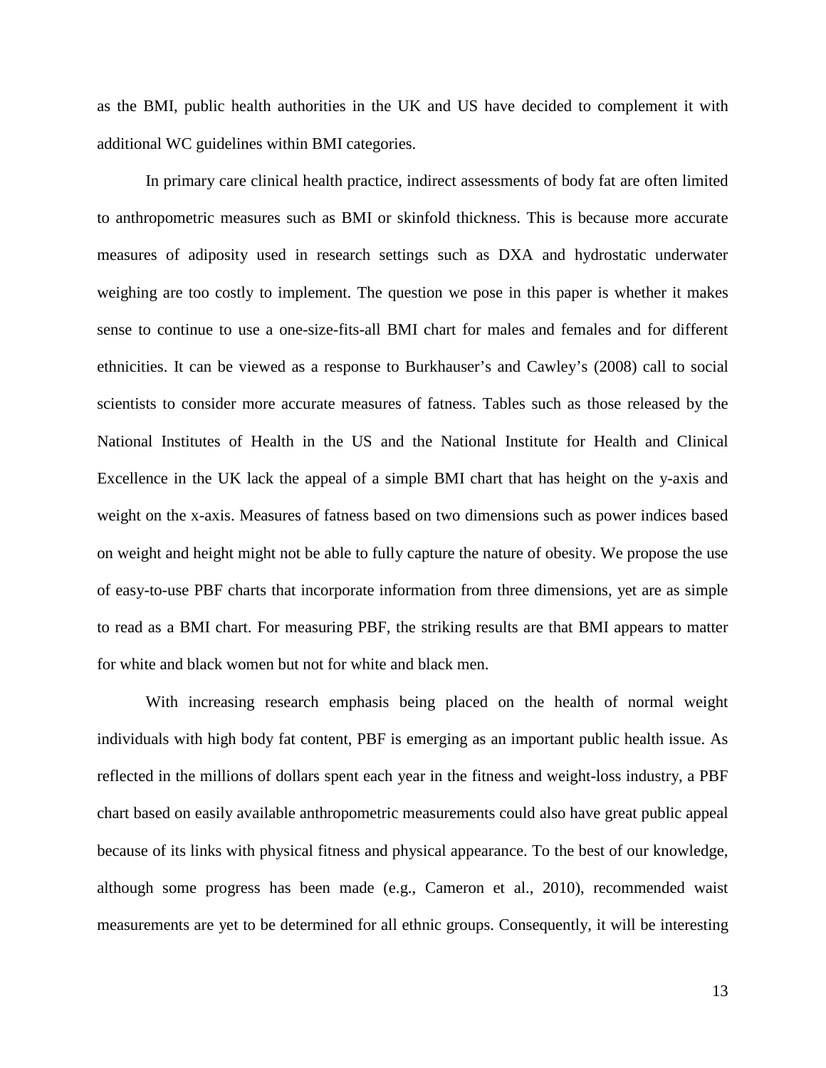as the BMI, public health authorities in the UK and US have decided to complement it with additional WC guidelines within BMI categories.

In primary care clinical health practice, indirect assessments of body fat are often limited to anthropometric measures such as BMI or skinfold thickness. This is because more accurate measures of adiposity used in research settings such as DXA and hydrostatic underwater weighing are too costly to implement. The question we pose in this paper is whether it makes sense to continue to use a one-size-fits-all BMI chart for males and females and for different ethnicities. It can be viewed as a response to Burkhauser's and Cawley's (2008) call to social scientists to consider more accurate measures of fatness. Tables such as those released by the National Institutes of Health in the US and the National Institute for Health and Clinical Excellence in the UK lack the appeal of a simple BMI chart that has height on the y-axis and weight on the x-axis. Measures of fatness based on two dimensions such as power indices based on weight and height might not be able to fully capture the nature of obesity. We propose the use of easy-to-use PBF charts that incorporate information from three dimensions, yet are as simple to read as a BMI chart. For measuring PBF, the striking results are that BMI appears to matter for white and black women but not for white and black men.

With increasing research emphasis being placed on the health of normal weight individuals with high body fat content, PBF is emerging as an important public health issue. As reflected in the millions of dollars spent each year in the fitness and weight-loss industry, a PBF chart based on easily available anthropometric measurements could also have great public appeal because of its links with physical fitness and physical appearance. To the best of our knowledge, although some progress has been made (e.g., Cameron et al., 2010), recommended waist measurements are yet to be determined for all ethnic groups. Consequently, it will be interesting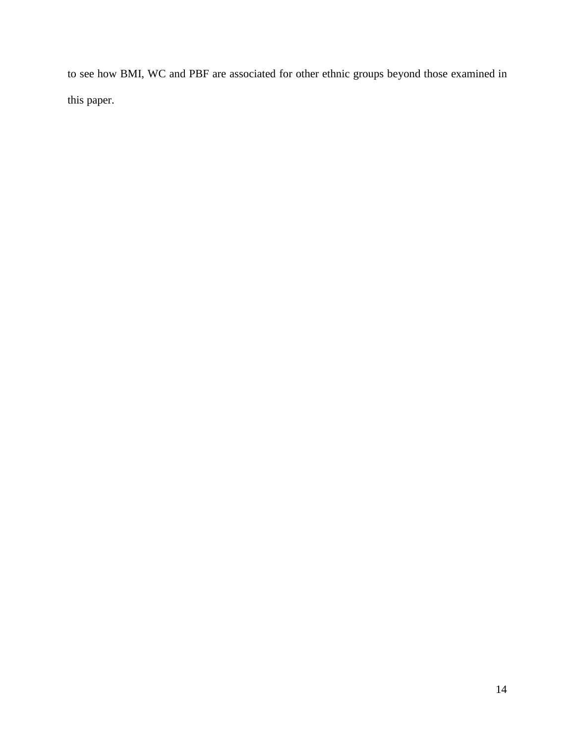to see how BMI, WC and PBF are associated for other ethnic groups beyond those examined in this paper.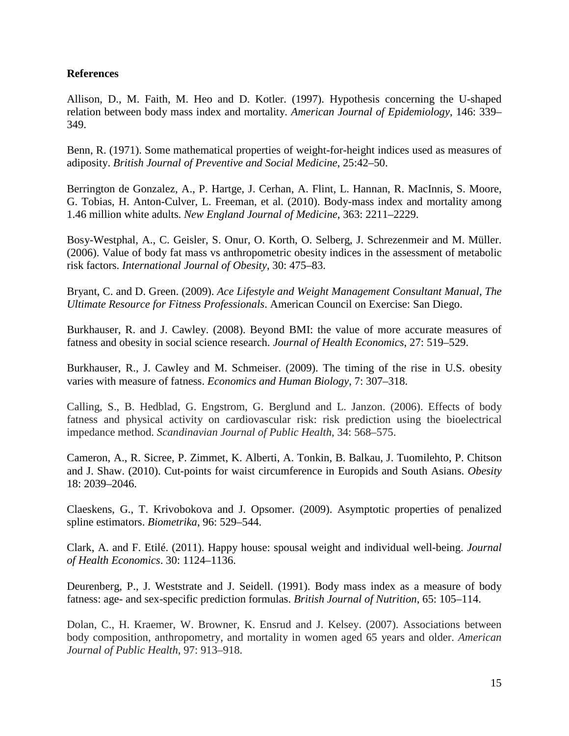**References**

Allison, D., M. Faith, M. Heo and D. Kotler. (1997). Hypothesis concerning the U-shaped relation between body mass index and mortality. *American Journal of Epidemiology*, 146: 339–349.

Benn, R. (1971). Some mathematical properties of weight-for-height indices used as measures of adiposity. *British Journal of Preventive and Social Medicine*, 25:42–50.

Berrington de Gonzalez, A., P. Hartge, J. Cerhan, A. Flint, L. Hannan, R. MacInnis, S. Moore, G. Tobias, H. Anton-Culver, L. Freeman, et al. (2010). Body-mass index and mortality among 1.46 million white adults. *New England Journal of Medicine*, 363: 2211–2229.

Bosy-Westphal, A., C. Geisler, S. Onur, O. Korth, O. Selberg, J. Schrezenmeir and M. Müller. (2006). Value of body fat mass vs anthropometric obesity indices in the assessment of metabolic risk factors. *International Journal of Obesity*, 30: 475–83.

Bryant, C. and D. Green. (2009). *Ace Lifestyle and Weight Management Consultant Manual, The Ultimate Resource for Fitness Professionals*. American Council on Exercise: San Diego.

Burkhauser, R. and J. Cawley. (2008). Beyond BMI: the value of more accurate measures of fatness and obesity in social science research. *Journal of Health Economics*, 27: 519–529.

Burkhauser, R., J. Cawley and M. Schmeiser. (2009). The timing of the rise in U.S. obesity varies with measure of fatness. *Economics and Human Biology*, 7: 307–318.

Calling, S., B. Hedblad, G. Engstrom, G. Berglund and L. Janzon. (2006). Effects of body fatness and physical activity on cardiovascular risk: risk prediction using the bioelectrical impedance method. *Scandinavian Journal of Public Health*, 34: 568–575.

Cameron, A., R. Sicree, P. Zimmet, K. Alberti, A. Tonkin, B. Balkau, J. Tuomilehto, P. Chitson and J. Shaw. (2010). Cut-points for waist circumference in Europids and South Asians. *Obesity* 18: 2039–2046.

Claeskens, G., T. Krivobokova and J. Opsomer. (2009). Asymptotic properties of penalized spline estimators. *Biometrika*, 96: 529–544.

Clark, A. and F. Etilé. (2011). Happy house: spousal weight and individual well-being. *Journal of Health Economics*. 30: 1124–1136.

Deurenberg, P., J. Weststrate and J. Seidell. (1991). Body mass index as a measure of body fatness: age- and sex-specific prediction formulas. *British Journal of Nutrition*, 65: 105–114.

Dolan, C., H. Kraemer, W. Browner, K. Ensrud and J. Kelsey. (2007). Associations between body composition, anthropometry, and mortality in women aged 65 years and older. *American Journal of Public Health*, 97: 913–918.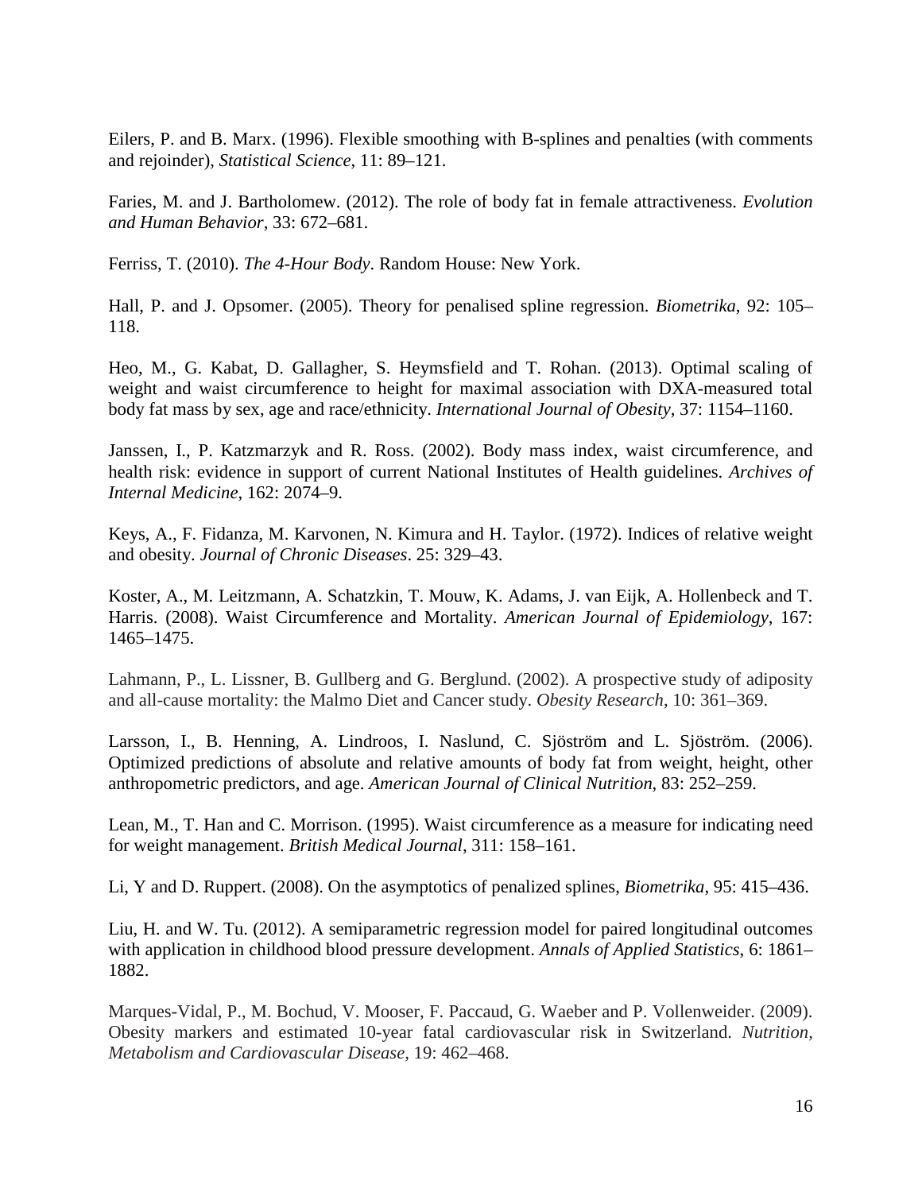Eilers, P. and B. Marx. (1996). Flexible smoothing with B-splines and penalties (with comments and rejoinder), *Statistical Science*, 11: 89–121.

Faries, M. and J. Bartholomew. (2012). The role of body fat in female attractiveness. *Evolution and Human Behavior*, 33: 672–681.

Ferriss, T. (2010). *The 4-Hour Body*. Random House: New York.

Hall, P. and J. Opsomer. (2005). Theory for penalised spline regression. *Biometrika*, 92: 105–118.

Heo, M., G. Kabat, D. Gallagher, S. Heymsfield and T. Rohan. (2013). Optimal scaling of weight and waist circumference to height for maximal association with DXA-measured total body fat mass by sex, age and race/ethnicity. *International Journal of Obesity*, 37: 1154–1160.

Janssen, I., P. Katzmarzyk and R. Ross. (2002). Body mass index, waist circumference, and health risk: evidence in support of current National Institutes of Health guidelines. *Archives of Internal Medicine*, 162: 2074–9.

Keys, A., F. Fidanza, M. Karvonen, N. Kimura and H. Taylor. (1972). Indices of relative weight and obesity. *Journal of Chronic Diseases*. 25: 329–43.

Koster, A., M. Leitzmann, A. Schatzkin, T. Mouw, K. Adams, J. van Eijk, A. Hollenbeck and T. Harris. (2008). Waist Circumference and Mortality. *American Journal of Epidemiology*, 167: 1465–1475.

Lahmann, P., L. Lissner, B. Gullberg and G. Berglund. (2002). A prospective study of adiposity and all-cause mortality: the Malmo Diet and Cancer study. *Obesity Research*, 10: 361–369.

Larsson, I., B. Henning, A. Lindroos, I. Naslund, C. Sjöström and L. Sjöström. (2006). Optimized predictions of absolute and relative amounts of body fat from weight, height, other anthropometric predictors, and age. *American Journal of Clinical Nutrition*, 83: 252–259.

Lean, M., T. Han and C. Morrison. (1995). Waist circumference as a measure for indicating need for weight management. *British Medical Journal*, 311: 158–161.

Li, Y and D. Ruppert. (2008). On the asymptotics of penalized splines, *Biometrika*, 95: 415–436.

Liu, H. and W. Tu. (2012). A semiparametric regression model for paired longitudinal outcomes with application in childhood blood pressure development. *Annals of Applied Statistics*, 6: 1861–1882.

Marques-Vidal, P., M. Bochud, V. Mooser, F. Paccaud, G. Waeber and P. Vollenweider. (2009). Obesity markers and estimated 10-year fatal cardiovascular risk in Switzerland. *Nutrition, Metabolism and Cardiovascular Disease*, 19: 462–468.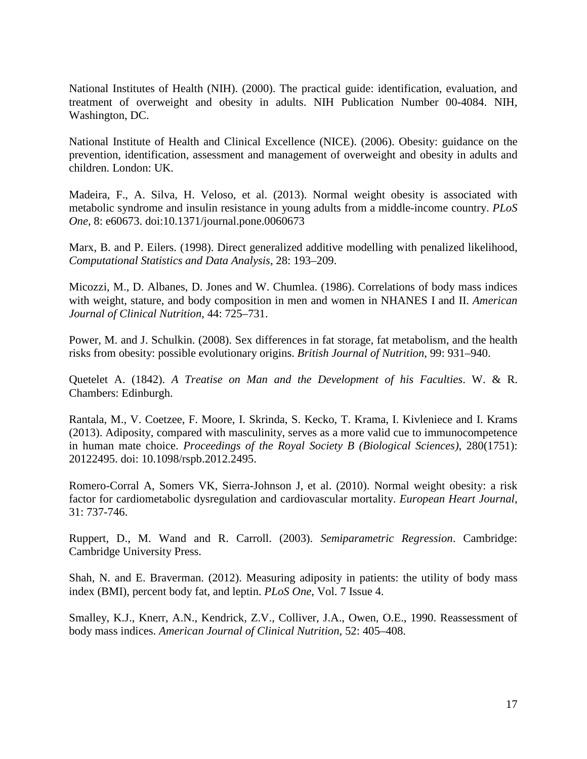National Institutes of Health (NIH). (2000). The practical guide: identification, evaluation, and treatment of overweight and obesity in adults. NIH Publication Number 00-4084. NIH, Washington, DC.

National Institute of Health and Clinical Excellence (NICE). (2006). Obesity: guidance on the prevention, identification, assessment and management of overweight and obesity in adults and children. London: UK.

Madeira, F., A. Silva, H. Veloso, et al. (2013). Normal weight obesity is associated with metabolic syndrome and insulin resistance in young adults from a middle-income country. *PLoS One*, 8: e60673. doi:10.1371/journal.pone.0060673

Marx, B. and P. Eilers. (1998). Direct generalized additive modelling with penalized likelihood, *Computational Statistics and Data Analysis*, 28: 193–209.

Micozzi, M., D. Albanes, D. Jones and W. Chumlea. (1986). Correlations of body mass indices with weight, stature, and body composition in men and women in NHANES I and II. *American Journal of Clinical Nutrition*, 44: 725–731.

Power, M. and J. Schulkin. (2008). Sex differences in fat storage, fat metabolism, and the health risks from obesity: possible evolutionary origins. *British Journal of Nutrition*, 99: 931–940.

Quetelet A. (1842). *A Treatise on Man and the Development of his Faculties*. W. & R. Chambers: Edinburgh.

Rantala, M., V. Coetzee, F. Moore, I. Skrinda, S. Kecko, T. Krama, I. Kivleniece and I. Krams (2013). Adiposity, compared with masculinity, serves as a more valid cue to immunocompetence in human mate choice. *Proceedings of the Royal Society B (Biological Sciences)*, 280(1751): 20122495. doi: 10.1098/rspb.2012.2495.

Romero-Corral A, Somers VK, Sierra-Johnson J, et al. (2010). Normal weight obesity: a risk factor for cardiometabolic dysregulation and cardiovascular mortality. *European Heart Journal*, 31: 737-746.

Ruppert, D., M. Wand and R. Carroll. (2003). *Semiparametric Regression*. Cambridge: Cambridge University Press.

Shah, N. and E. Braverman. (2012). Measuring adiposity in patients: the utility of body mass index (BMI), percent body fat, and leptin. *PLoS One*, Vol. 7 Issue 4.

Smalley, K.J., Knerr, A.N., Kendrick, Z.V., Colliver, J.A., Owen, O.E., 1990. Reassessment of body mass indices. *American Journal of Clinical Nutrition*, 52: 405–408.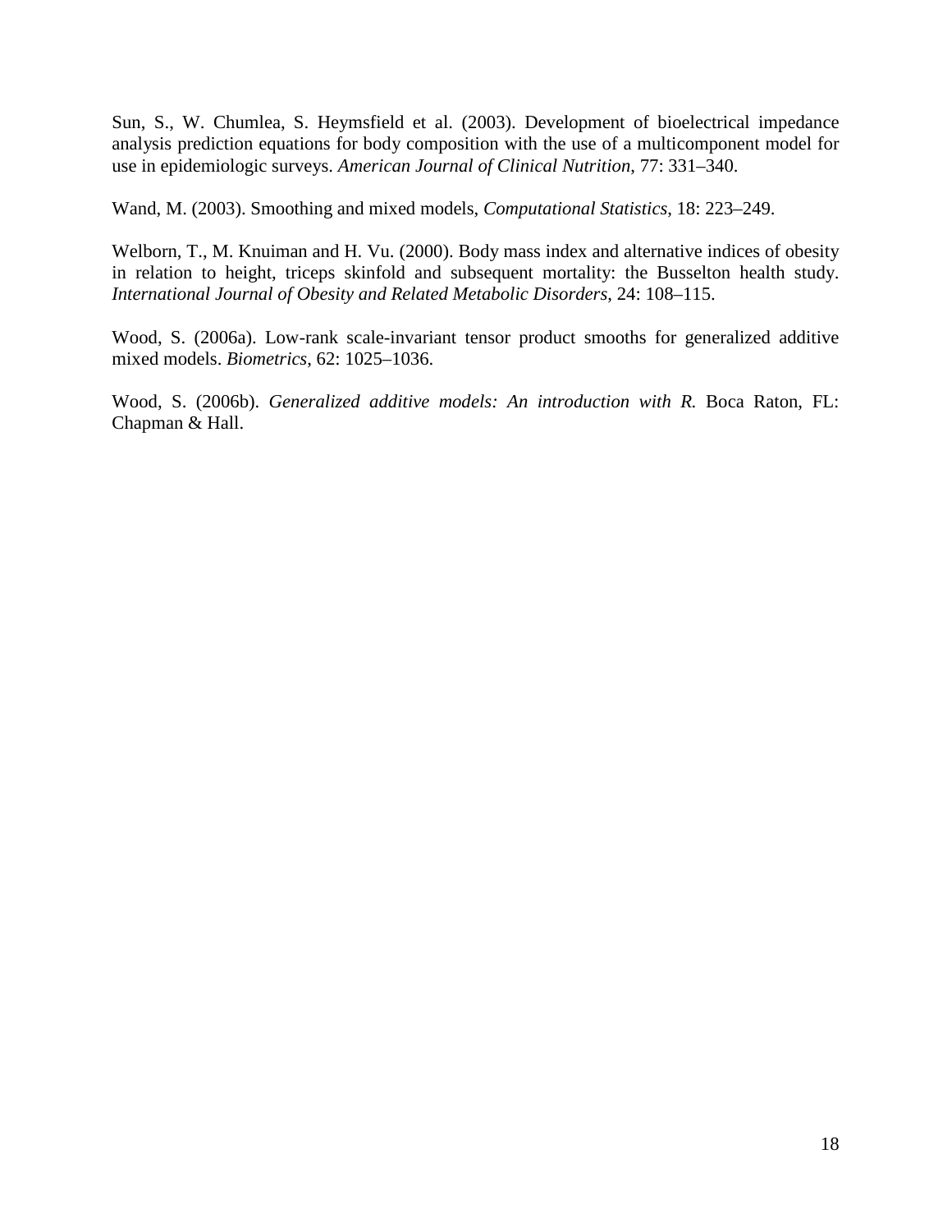Sun, S., W. Chumlea, S. Heymsfield et al. (2003). Development of bioelectrical impedance analysis prediction equations for body composition with the use of a multicomponent model for use in epidemiologic surveys. *American Journal of Clinical Nutrition*, 77: 331–340.

Wand, M. (2003). Smoothing and mixed models, *Computational Statistics*, 18: 223–249.

Welborn, T., M. Knuiman and H. Vu. (2000). Body mass index and alternative indices of obesity in relation to height, triceps skinfold and subsequent mortality: the Busselton health study. *International Journal of Obesity and Related Metabolic Disorders*, 24: 108–115.

Wood, S. (2006a). Low-rank scale-invariant tensor product smooths for generalized additive mixed models. *Biometrics*, 62: 1025–1036.

Wood, S. (2006b). *Generalized additive models: An introduction with R.* Boca Raton, FL: Chapman & Hall.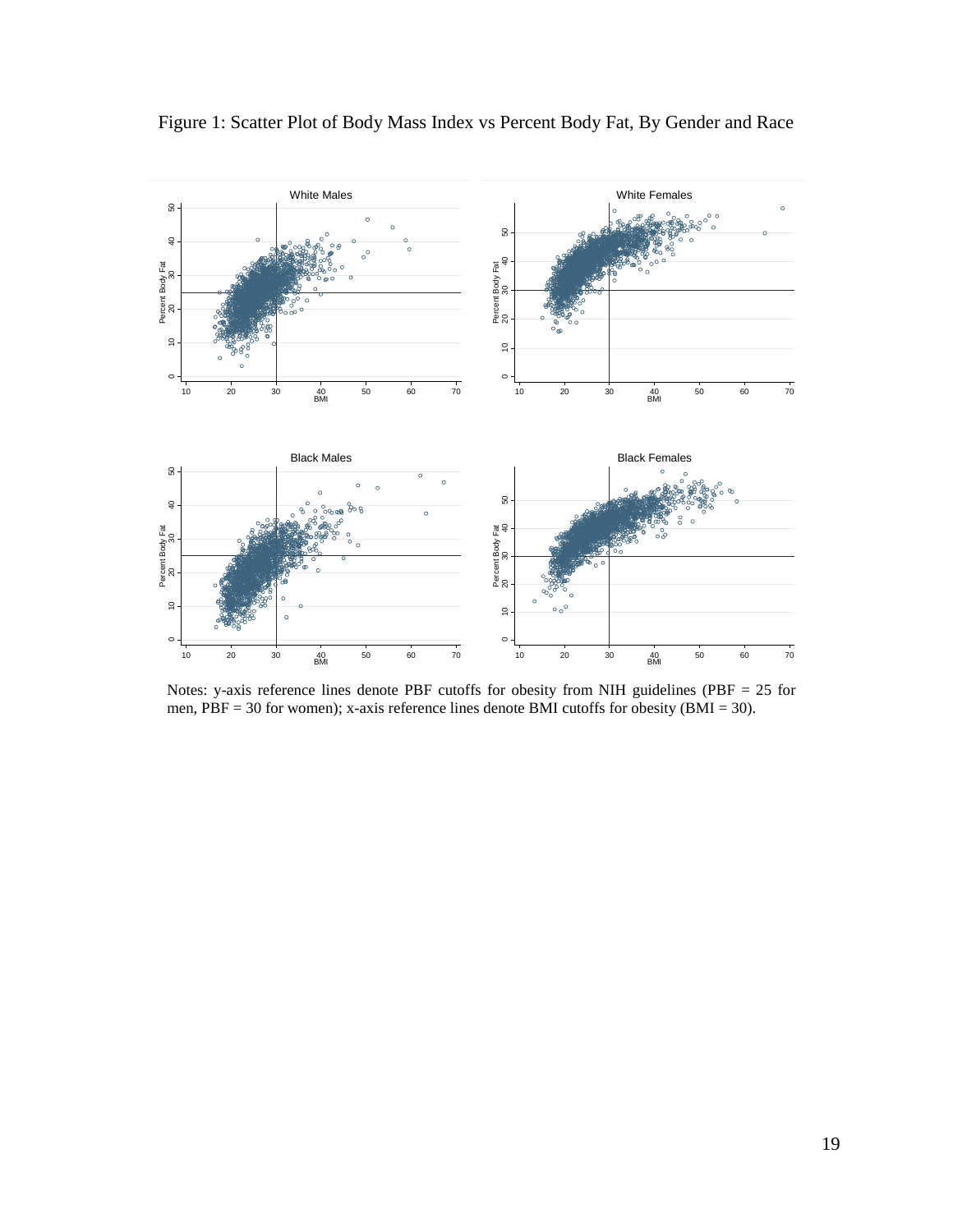Figure 1: Scatter Plot of Body Mass Index vs Percent Body Fat, By Gender and Race

White Males

Percent Body Fat

0 10 20 30 40 50

10 20 30 40 50 60 70

BMI

White Females

Percent Body Fat

0 10 20 30 40 50

10 20 30 40 50 60 70

BMI

Black Males

Percent Body Fat

0 10 20 30 40 50

10 20 30 40 50 60 70

BMI

Black Females

Percent Body Fat

0 10 20 30 40 50

10 20 30 40 50 60 70

BMI

Notes: y-axis reference lines denote PBF cutoffs for obesity from NIH guidelines (PBF = 25 for men, PBF = 30 for women); x-axis reference lines denote BMI cutoffs for obesity (BMI = 30).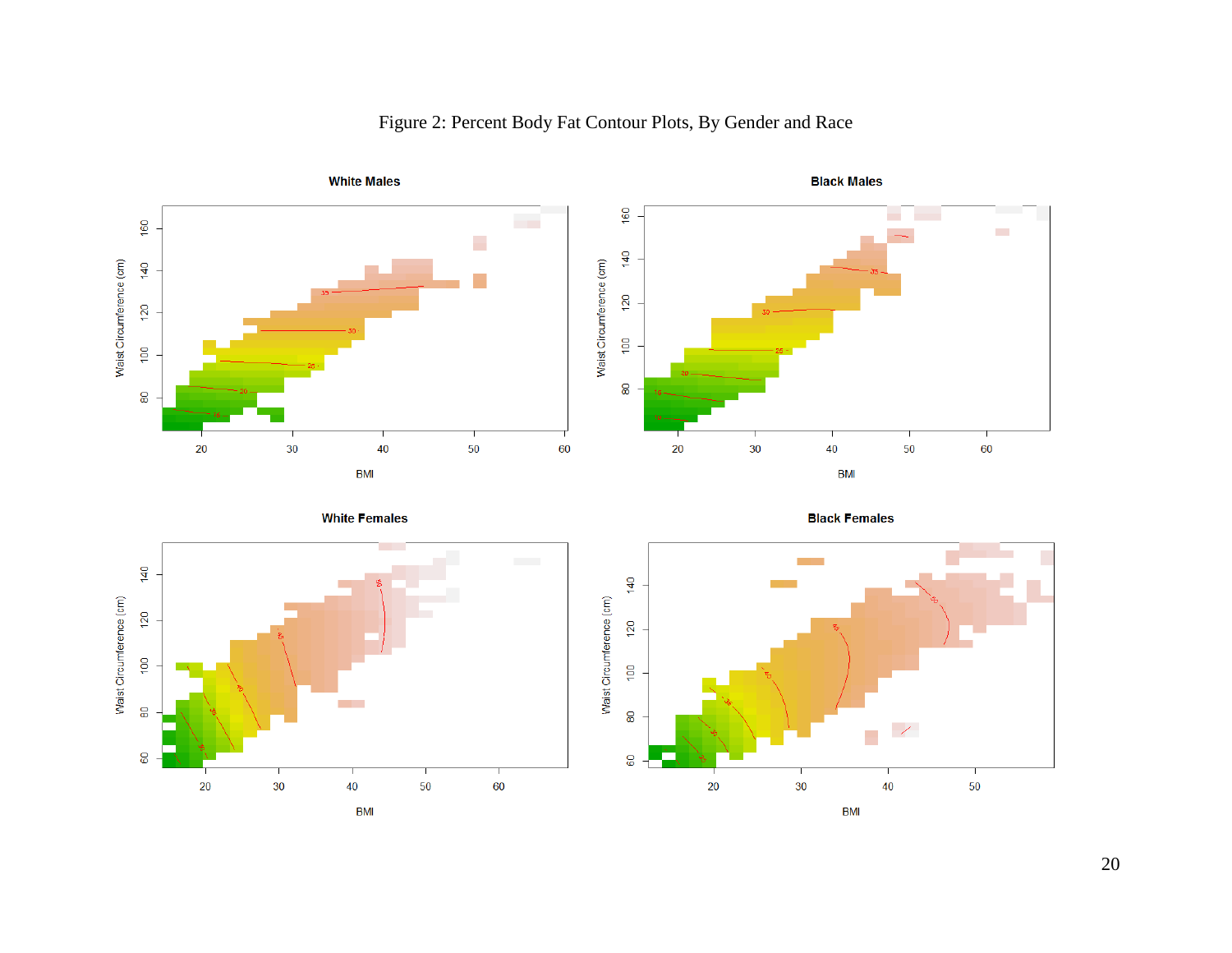Figure 2: Percent Body Fat Contour Plots, By Gender and Race

**White Males**

Waist Circumference (cm)

160
140
120
100
80

20 30 40 50 60

BMI

**Black Males**

Waist Circumference (cm)

160
140
120
100
80

20 30 40 50 60

BMI

**White Females**

Waist Circumference (cm)

140
120
100
80
60

20 30 40 50 60

BMI

**Black Females**

Waist Circumference (cm)

140
120
100
80
60

20 30 40 50

BMI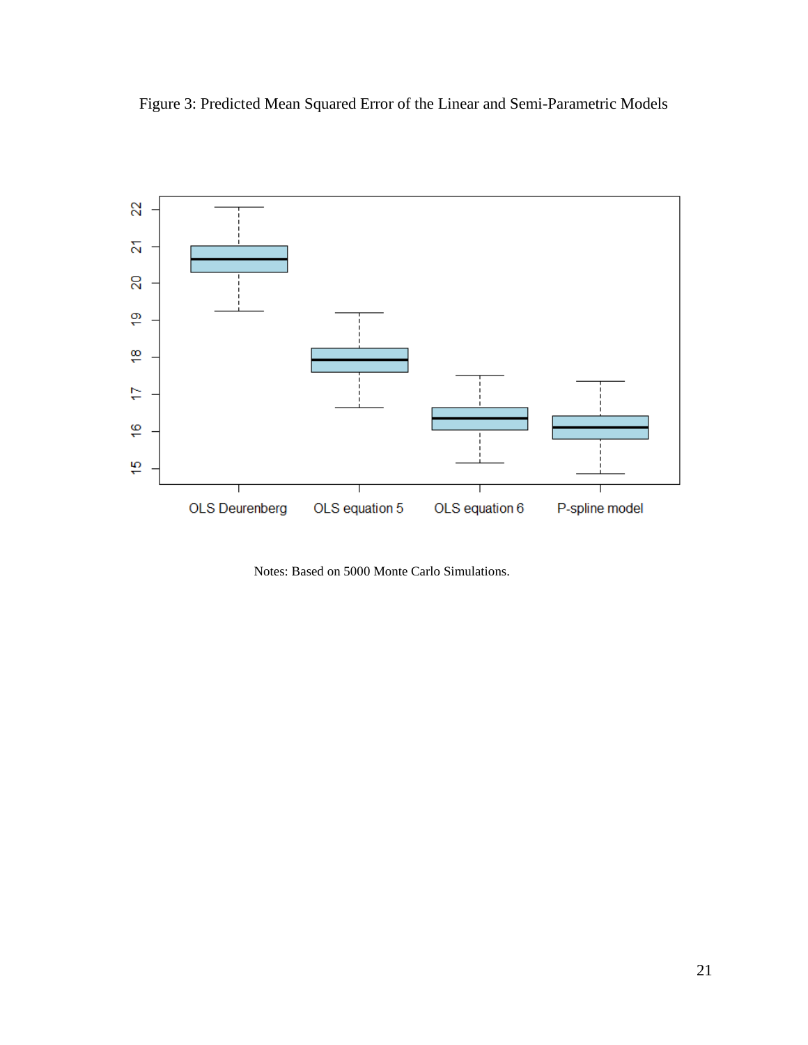Figure 3: Predicted Mean Squared Error of the Linear and Semi-Parametric Models

22
21
20
19
18
17
16
15

OLS Deurenberg
OLS equation 5
OLS equation 6
P-spline model

Notes: Based on 5000 Monte Carlo Simulations.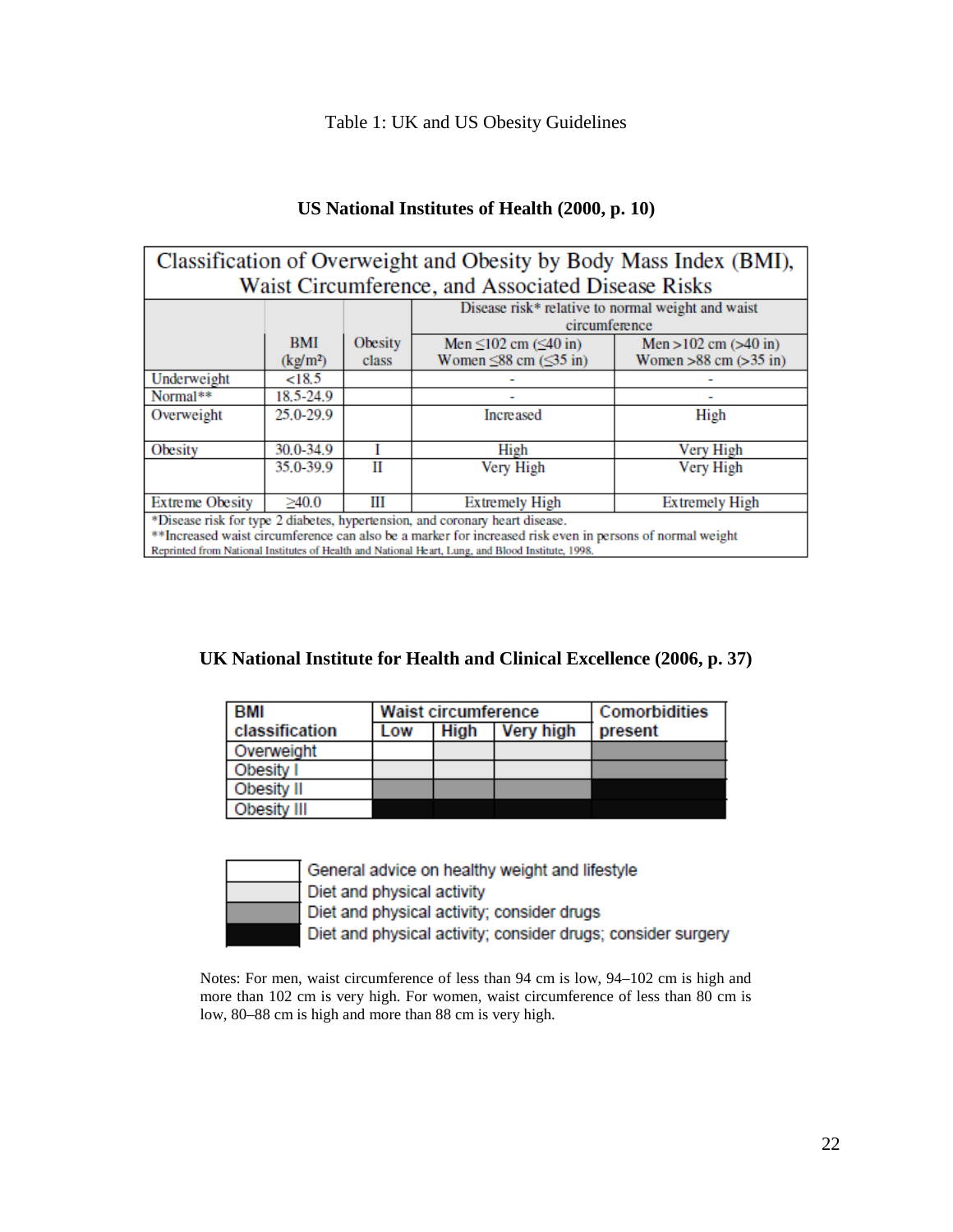Table 1: UK and US Obesity Guidelines

**US National Institutes of Health (2000, p. 10)**

**Classification of Overweight and Obesity by Body Mass Index (BMI), Waist Circumference, and Associated Disease Risks**

| | BMI (kg/m²) | Obesity class | Disease risk* relative to normal weight and waist circumference: Men ≤102 cm (≤40 in) Women ≤88 cm (≤35 in) | Disease risk* relative to normal weight and waist circumference: Men >102 cm (>40 in) Women >88 cm (>35 in) |
|---|---|---|---|---|
| Underweight | <18.5 | | - | - |
| Normal** | 18.5-24.9 | | - | - |
| Overweight | 25.0-29.9 | | Increased | High |
| Obesity | 30.0-34.9 | I | High | Very High |
| | 35.0-39.9 | II | Very High | Very High |
| Extreme Obesity | ≥40.0 | III | Extremely High | Extremely High |

*Disease risk for type 2 diabetes, hypertension, and coronary heart disease.
**Increased waist circumference can also be a marker for increased risk even in persons of normal weight
Reprinted from National Institutes of Health and National Heart, Lung, and Blood Institute, 1998.

**UK National Institute for Health and Clinical Excellence (2006, p. 37)**

| BMI classification | Waist circumference: Low | Waist circumference: High | Waist circumference: Very high | Comorbidities present |
|---|---|---|---|---|
| Overweight | General advice on healthy weight and lifestyle | Diet and physical activity | Diet and physical activity | Diet and physical activity; consider drugs |
| Obesity I | Diet and physical activity | Diet and physical activity | Diet and physical activity | Diet and physical activity; consider drugs |
| Obesity II | Diet and physical activity; consider drugs | Diet and physical activity; consider drugs | Diet and physical activity; consider drugs | Diet and physical activity; consider drugs; consider surgery |
| Obesity III | Diet and physical activity; consider drugs; consider surgery | Diet and physical activity; consider drugs; consider surgery | Diet and physical activity; consider drugs; consider surgery | Diet and physical activity; consider drugs; consider surgery |

- General advice on healthy weight and lifestyle
- Diet and physical activity
- Diet and physical activity; consider drugs
- Diet and physical activity; consider drugs; consider surgery

Notes: For men, waist circumference of less than 94 cm is low, 94–102 cm is high and more than 102 cm is very high. For women, waist circumference of less than 80 cm is low, 80–88 cm is high and more than 88 cm is very high.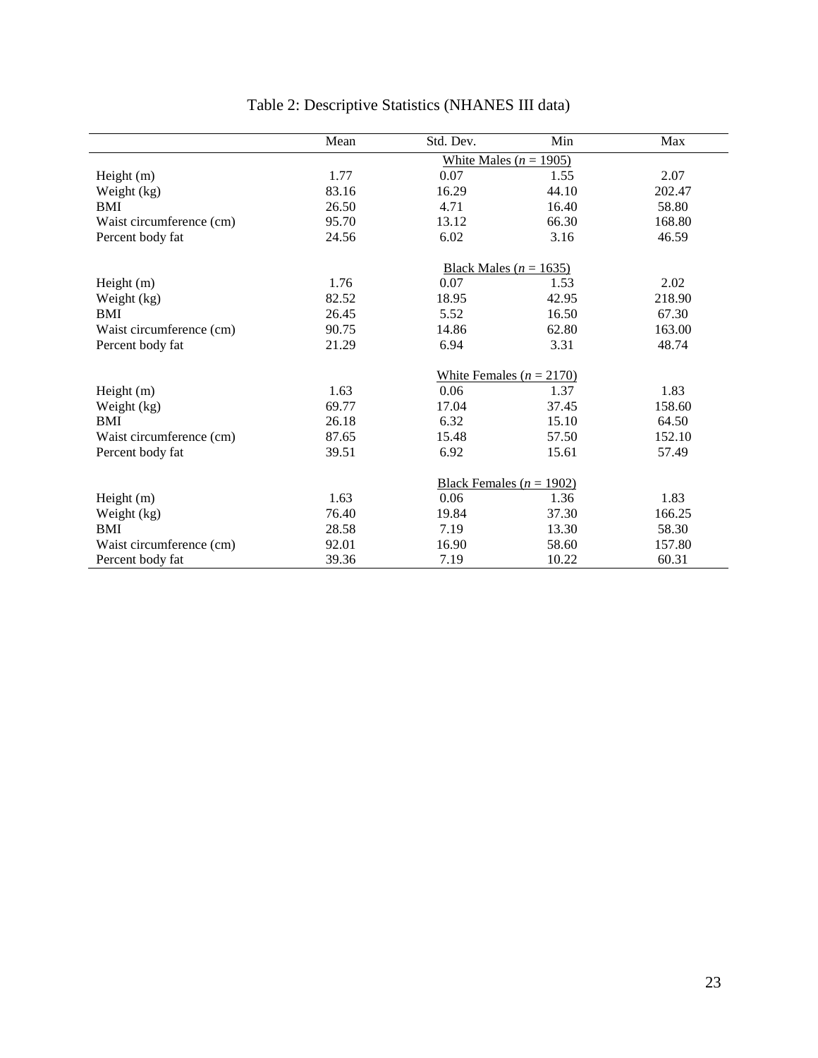Table 2: Descriptive Statistics (NHANES III data)

| | Mean | Std. Dev. | Min | Max |
|---|---|---|---|---|
| | White Males ($n$ = 1905) | | | |
| Height (m) | 1.77 | 0.07 | 1.55 | 2.07 |
| Weight (kg) | 83.16 | 16.29 | 44.10 | 202.47 |
| BMI | 26.50 | 4.71 | 16.40 | 58.80 |
| Waist circumference (cm) | 95.70 | 13.12 | 66.30 | 168.80 |
| Percent body fat | 24.56 | 6.02 | 3.16 | 46.59 |
| | Black Males ($n$ = 1635) | | | |
| Height (m) | 1.76 | 0.07 | 1.53 | 2.02 |
| Weight (kg) | 82.52 | 18.95 | 42.95 | 218.90 |
| BMI | 26.45 | 5.52 | 16.50 | 67.30 |
| Waist circumference (cm) | 90.75 | 14.86 | 62.80 | 163.00 |
| Percent body fat | 21.29 | 6.94 | 3.31 | 48.74 |
| | White Females ($n$ = 2170) | | | |
| Height (m) | 1.63 | 0.06 | 1.37 | 1.83 |
| Weight (kg) | 69.77 | 17.04 | 37.45 | 158.60 |
| BMI | 26.18 | 6.32 | 15.10 | 64.50 |
| Waist circumference (cm) | 87.65 | 15.48 | 57.50 | 152.10 |
| Percent body fat | 39.51 | 6.92 | 15.61 | 57.49 |
| | Black Females ($n$ = 1902) | | | |
| Height (m) | 1.63 | 0.06 | 1.36 | 1.83 |
| Weight (kg) | 76.40 | 19.84 | 37.30 | 166.25 |
| BMI | 28.58 | 7.19 | 13.30 | 58.30 |
| Waist circumference (cm) | 92.01 | 16.90 | 58.60 | 157.80 |
| Percent body fat | 39.36 | 7.19 | 10.22 | 60.31 |